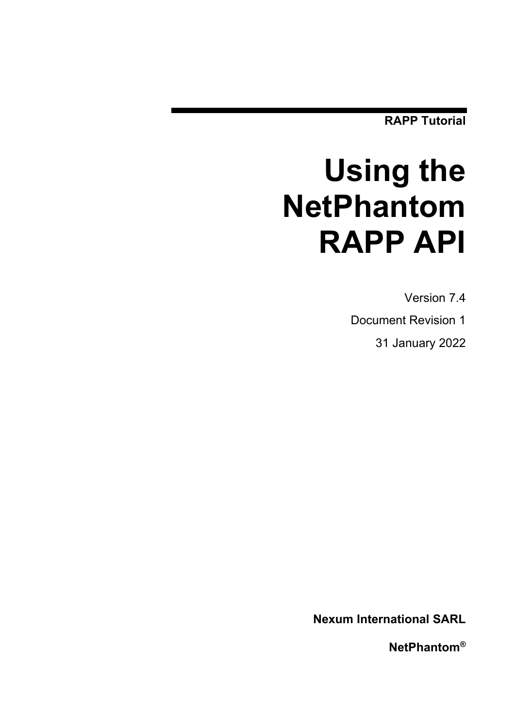**RAPP Tutorial**

# Using the NetPhantom RAPP API

Version 7.4

Document Revision 1

31 January 2022

**Nexum International SARL**

**NetPhantom®**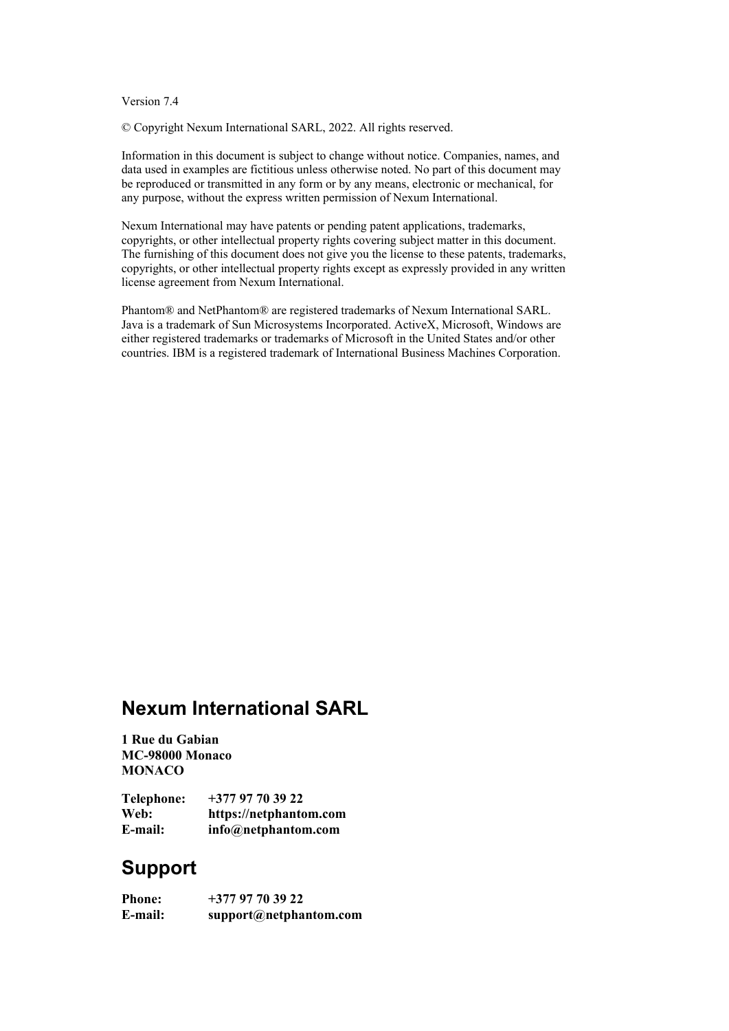Version 7.4

© Copyright Nexum International SARL, 2022. All rights reserved.

Information in this document is subject to change without notice. Companies, names, and data used in examples are fictitious unless otherwise noted. No part of this document may be reproduced or transmitted in any form or by any means, electronic or mechanical, for any purpose, without the express written permission of Nexum International.

Nexum International may have patents or pending patent applications, trademarks, copyrights, or other intellectual property rights covering subject matter in this document. The furnishing of this document does not give you the license to these patents, trademarks, copyrights, or other intellectual property rights except as expressly provided in any written license agreement from Nexum International.

Phantom® and NetPhantom® are registered trademarks of Nexum International SARL. Java is a trademark of Sun Microsystems Incorporated. ActiveX, Microsoft, Windows are either registered trademarks or trademarks of Microsoft in the United States and/or other countries. IBM is a registered trademark of International Business Machines Corporation.

## Nexum International SARL

**1 Rue du Gabian**
**MC-98000 Monaco**
**MONACO**

| | |
|---|---|
| **Telephone:** | **+377 97 70 39 22** |
| **Web:** | **https://netphantom.com** |
| **E-mail:** | **info@netphantom.com** |

## Support

| | |
|---|---|
| **Phone:** | **+377 97 70 39 22** |
| **E-mail:** | **support@netphantom.com** |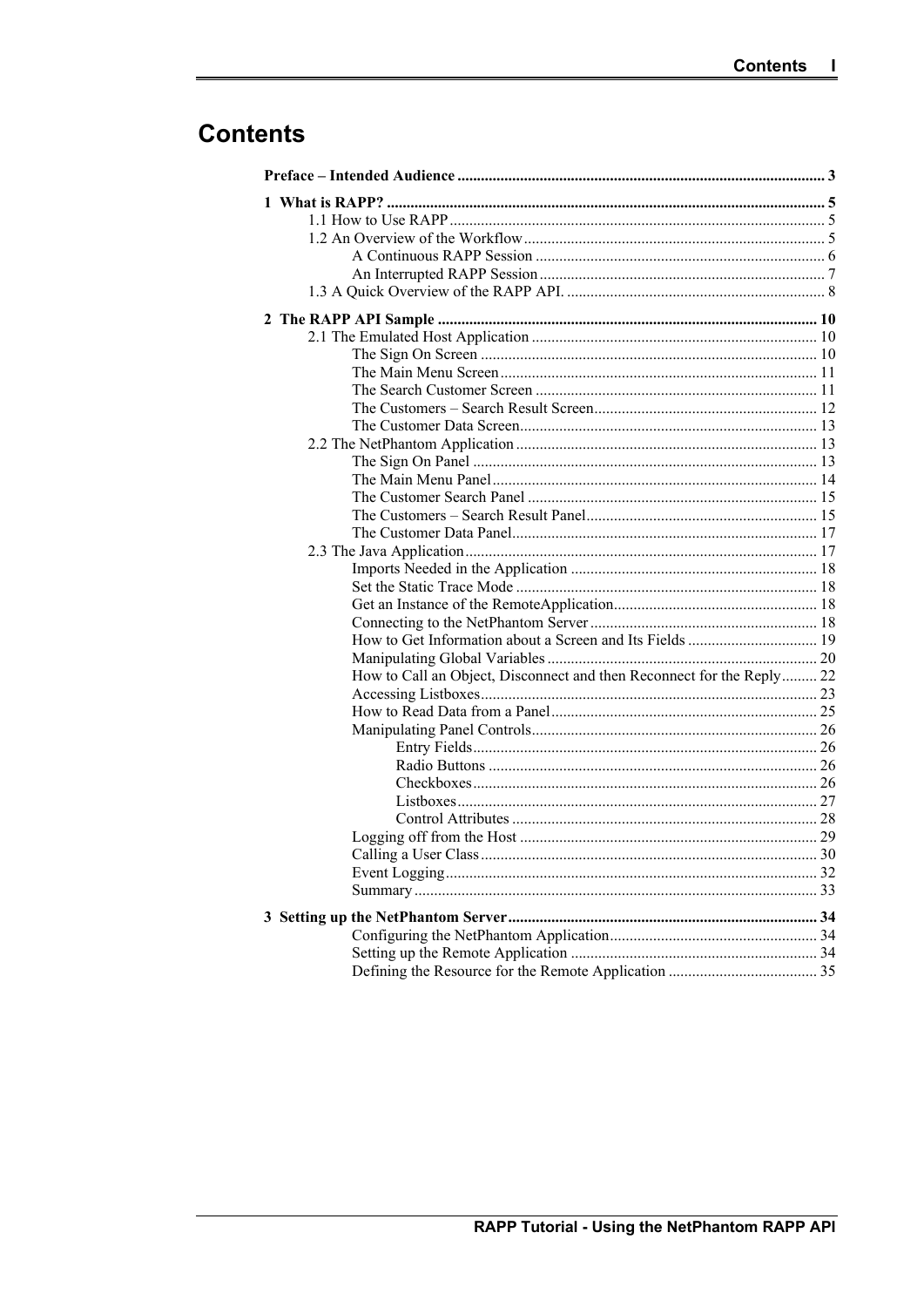# Contents

**Preface – Intended Audience** .......... **3**

**1 What is RAPP?** .......... **5**

- 1.1 How to Use RAPP .......... 5
- 1.2 An Overview of the Workflow .......... 5
  - A Continuous RAPP Session .......... 6
  - An Interrupted RAPP Session .......... 7
- 1.3 A Quick Overview of the RAPP API. .......... 8

**2 The RAPP API Sample** .......... **10**

- 2.1 The Emulated Host Application .......... 10
  - The Sign On Screen .......... 10
  - The Main Menu Screen .......... 11
  - The Search Customer Screen .......... 11
  - The Customers – Search Result Screen .......... 12
  - The Customer Data Screen .......... 13
- 2.2 The NetPhantom Application .......... 13
  - The Sign On Panel .......... 13
  - The Main Menu Panel .......... 14
  - The Customer Search Panel .......... 15
  - The Customers – Search Result Panel .......... 15
  - The Customer Data Panel .......... 17
- 2.3 The Java Application .......... 17
  - Imports Needed in the Application .......... 18
  - Set the Static Trace Mode .......... 18
  - Get an Instance of the RemoteApplication .......... 18
  - Connecting to the NetPhantom Server .......... 18
  - How to Get Information about a Screen and Its Fields .......... 19
  - Manipulating Global Variables .......... 20
  - How to Call an Object, Disconnect and then Reconnect for the Reply .......... 22
  - Accessing Listboxes .......... 23
  - How to Read Data from a Panel .......... 25
  - Manipulating Panel Controls .......... 26
    - Entry Fields .......... 26
    - Radio Buttons .......... 26
    - Checkboxes .......... 26
    - Listboxes .......... 27
    - Control Attributes .......... 28
  - Logging off from the Host .......... 29
  - Calling a User Class .......... 30
  - Event Logging .......... 32
  - Summary .......... 33

**3 Setting up the NetPhantom Server** .......... **34**

- Configuring the NetPhantom Application .......... 34
- Setting up the Remote Application .......... 34
- Defining the Resource for the Remote Application .......... 35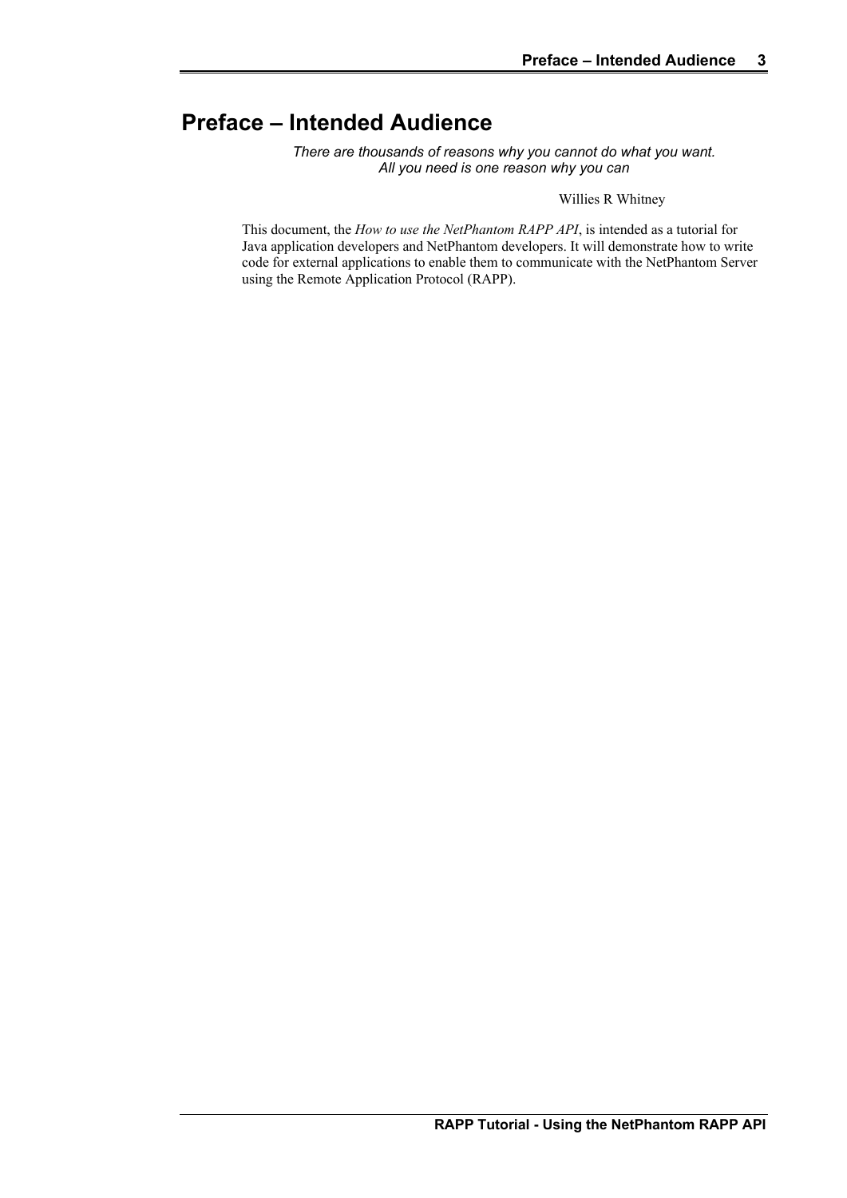# Preface – Intended Audience

*There are thousands of reasons why you cannot do what you want.*
*All you need is one reason why you can*

Willies R Whitney

This document, the *How to use the NetPhantom RAPP API*, is intended as a tutorial for Java application developers and NetPhantom developers. It will demonstrate how to write code for external applications to enable them to communicate with the NetPhantom Server using the Remote Application Protocol (RAPP).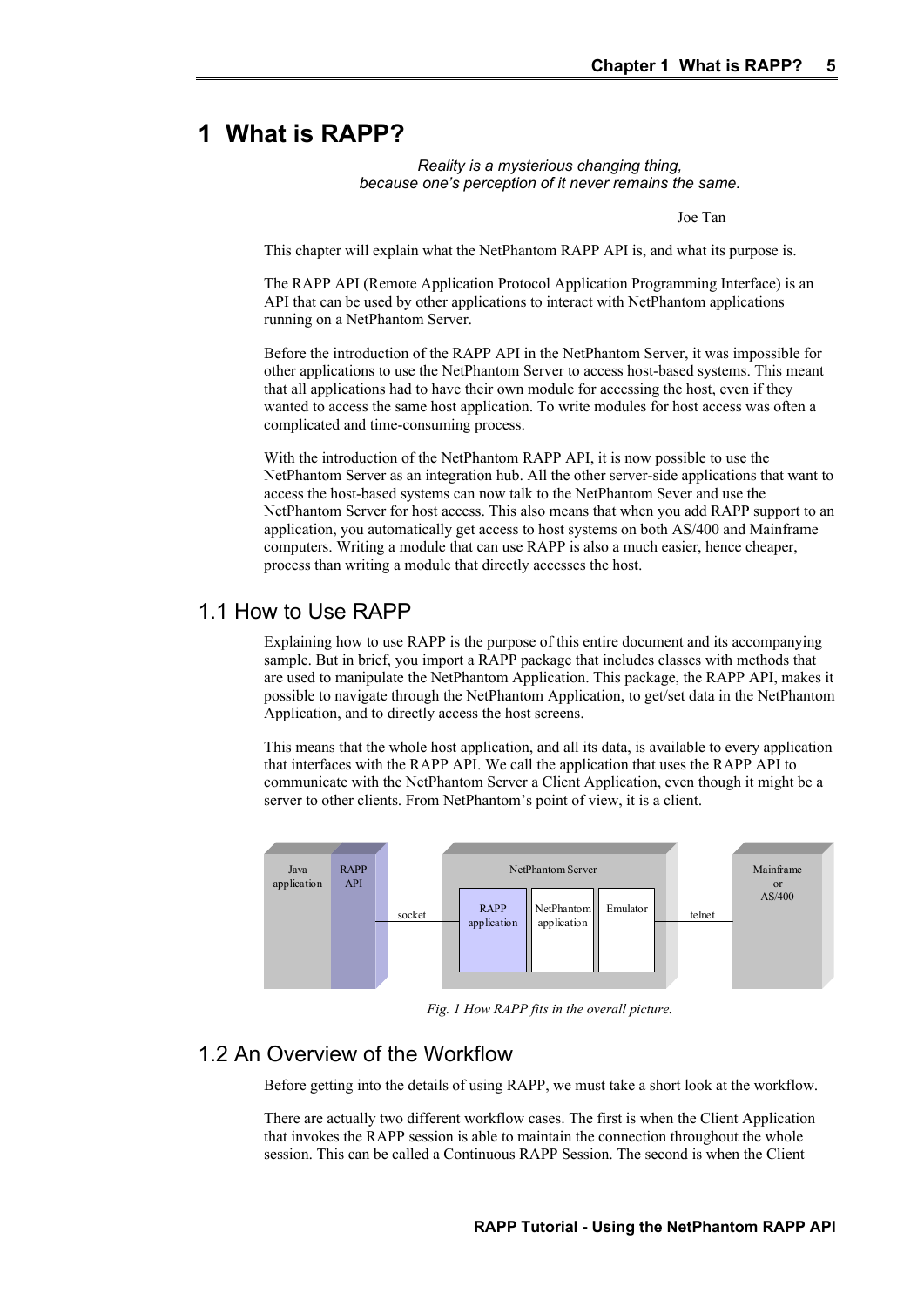# 1 What is RAPP?

*Reality is a mysterious changing thing,*
*because one's perception of it never remains the same.*

Joe Tan

This chapter will explain what the NetPhantom RAPP API is, and what its purpose is.

The RAPP API (Remote Application Protocol Application Programming Interface) is an API that can be used by other applications to interact with NetPhantom applications running on a NetPhantom Server.

Before the introduction of the RAPP API in the NetPhantom Server, it was impossible for other applications to use the NetPhantom Server to access host-based systems. This meant that all applications had to have their own module for accessing the host, even if they wanted to access the same host application. To write modules for host access was often a complicated and time-consuming process.

With the introduction of the NetPhantom RAPP API, it is now possible to use the NetPhantom Server as an integration hub. All the other server-side applications that want to access the host-based systems can now talk to the NetPhantom Sever and use the NetPhantom Server for host access. This also means that when you add RAPP support to an application, you automatically get access to host systems on both AS/400 and Mainframe computers. Writing a module that can use RAPP is also a much easier, hence cheaper, process than writing a module that directly accesses the host.

## 1.1 How to Use RAPP

Explaining how to use RAPP is the purpose of this entire document and its accompanying sample. But in brief, you import a RAPP package that includes classes with methods that are used to manipulate the NetPhantom Application. This package, the RAPP API, makes it possible to navigate through the NetPhantom Application, to get/set data in the NetPhantom Application, and to directly access the host screens.

This means that the whole host application, and all its data, is available to every application that interfaces with the RAPP API. We call the application that uses the RAPP API to communicate with the NetPhantom Server a Client Application, even though it might be a server to other clients. From NetPhantom's point of view, it is a client.

Java application | RAPP API | socket | NetPhantom Server: RAPP application, NetPhantom application, Emulator | telnet | Mainframe or AS/400

*Fig. 1 How RAPP fits in the overall picture.*

## 1.2 An Overview of the Workflow

Before getting into the details of using RAPP, we must take a short look at the workflow.

There are actually two different workflow cases. The first is when the Client Application that invokes the RAPP session is able to maintain the connection throughout the whole session. This can be called a Continuous RAPP Session. The second is when the Client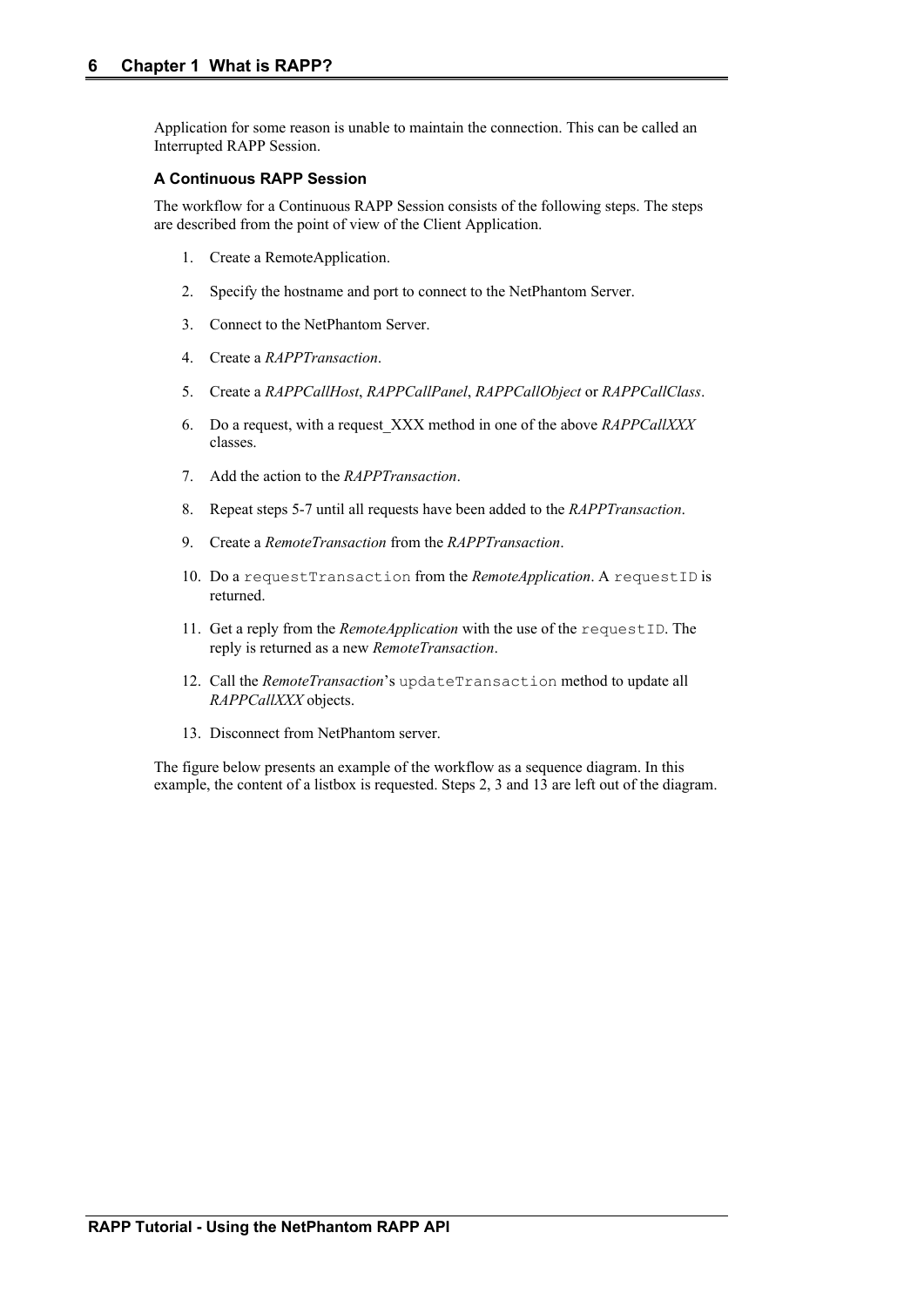Application for some reason is unable to maintain the connection. This can be called an Interrupted RAPP Session.

### A Continuous RAPP Session

The workflow for a Continuous RAPP Session consists of the following steps. The steps are described from the point of view of the Client Application.

1. Create a RemoteApplication.
2. Specify the hostname and port to connect to the NetPhantom Server.
3. Connect to the NetPhantom Server.
4. Create a *RAPPTransaction*.
5. Create a *RAPPCallHost*, *RAPPCallPanel*, *RAPPCallObject* or *RAPPCallClass*.
6. Do a request, with a request_XXX method in one of the above *RAPPCallXXX* classes.
7. Add the action to the *RAPPTransaction*.
8. Repeat steps 5-7 until all requests have been added to the *RAPPTransaction*.
9. Create a *RemoteTransaction* from the *RAPPTransaction*.
10. Do a `requestTransaction` from the *RemoteApplication*. A `requestID` is returned.
11. Get a reply from the *RemoteApplication* with the use of the `requestID`. The reply is returned as a new *RemoteTransaction*.
12. Call the *RemoteTransaction*'s `updateTransaction` method to update all *RAPPCallXXX* objects.
13. Disconnect from NetPhantom server.

The figure below presents an example of the workflow as a sequence diagram. In this example, the content of a listbox is requested. Steps 2, 3 and 13 are left out of the diagram.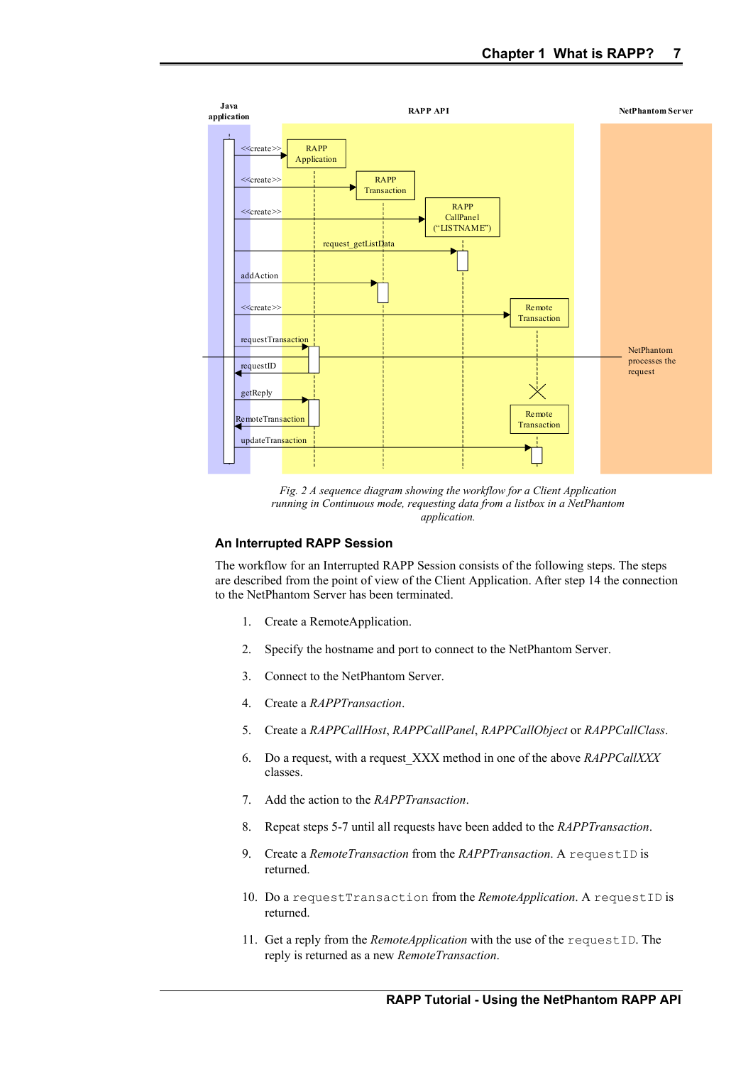Fig. 2 A sequence diagram showing the workflow for a Client Application running in Continuous mode, requesting data from a listbox in a NetPhantom application.

### An Interrupted RAPP Session

The workflow for an Interrupted RAPP Session consists of the following steps. The steps are described from the point of view of the Client Application. After step 14 the connection to the NetPhantom Server has been terminated.

1. Create a RemoteApplication.
2. Specify the hostname and port to connect to the NetPhantom Server.
3. Connect to the NetPhantom Server.
4. Create a *RAPPTransaction*.
5. Create a *RAPPCallHost*, *RAPPCallPanel*, *RAPPCallObject* or *RAPPCallClass*.
6. Do a request, with a request_XXX method in one of the above *RAPPCallXXX* classes.
7. Add the action to the *RAPPTransaction*.
8. Repeat steps 5-7 until all requests have been added to the *RAPPTransaction*.
9. Create a *RemoteTransaction* from the *RAPPTransaction*. A `requestID` is returned.
10. Do a `requestTransaction` from the *RemoteApplication*. A `requestID` is returned.
11. Get a reply from the *RemoteApplication* with the use of the `requestID`. The reply is returned as a new *RemoteTransaction*.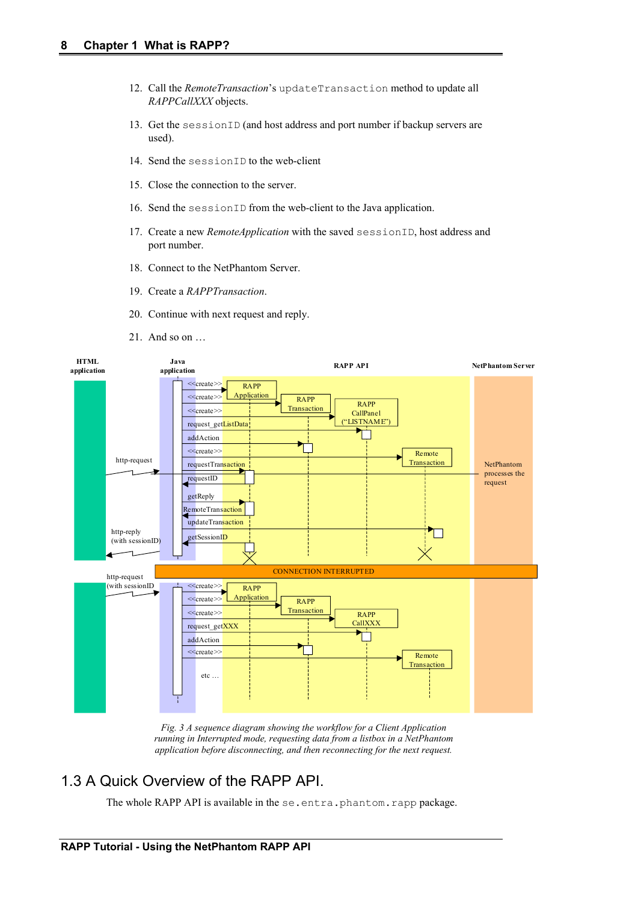12. Call the *RemoteTransaction*'s `updateTransaction` method to update all *RAPPCallXXX* objects.

13. Get the `sessionID` (and host address and port number if backup servers are used).

14. Send the `sessionID` to the web-client

15. Close the connection to the server.

16. Send the `sessionID` from the web-client to the Java application.

17. Create a new *RemoteApplication* with the saved `sessionID`, host address and port number.

18. Connect to the NetPhantom Server.

19. Create a *RAPPTransaction*.

20. Continue with next request and reply.

21. And so on …

*Fig. 3 A sequence diagram showing the workflow for a Client Application running in Interrupted mode, requesting data from a listbox in a NetPhantom application before disconnecting, and then reconnecting for the next request.*

## 1.3 A Quick Overview of the RAPP API.

The whole RAPP API is available in the `se.entra.phantom.rapp` package.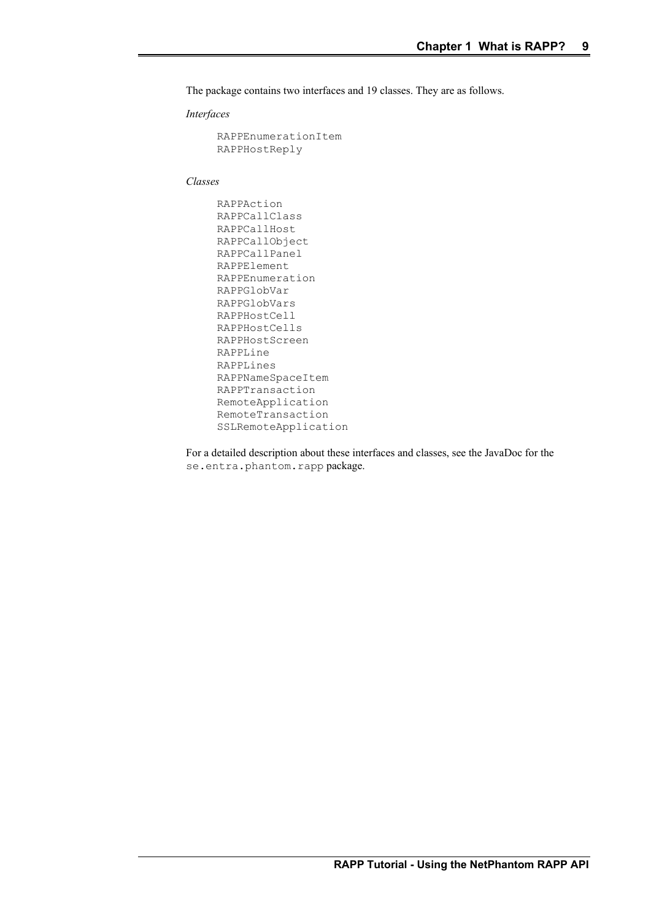The package contains two interfaces and 19 classes. They are as follows.

*Interfaces*

```
RAPPEnumerationItem
RAPPHostReply
```

*Classes*

```
RAPPAction
RAPPCallClass
RAPPCallHost
RAPPCallObject
RAPPCallPanel
RAPPElement
RAPPEnumeration
RAPPGlobVar
RAPPGlobVars
RAPPHostCell
RAPPHostCells
RAPPHostScreen
RAPPLine
RAPPLines
RAPPNameSpaceItem
RAPPTransaction
RemoteApplication
RemoteTransaction
SSLRemoteApplication
```

For a detailed description about these interfaces and classes, see the JavaDoc for the `se.entra.phantom.rapp` package.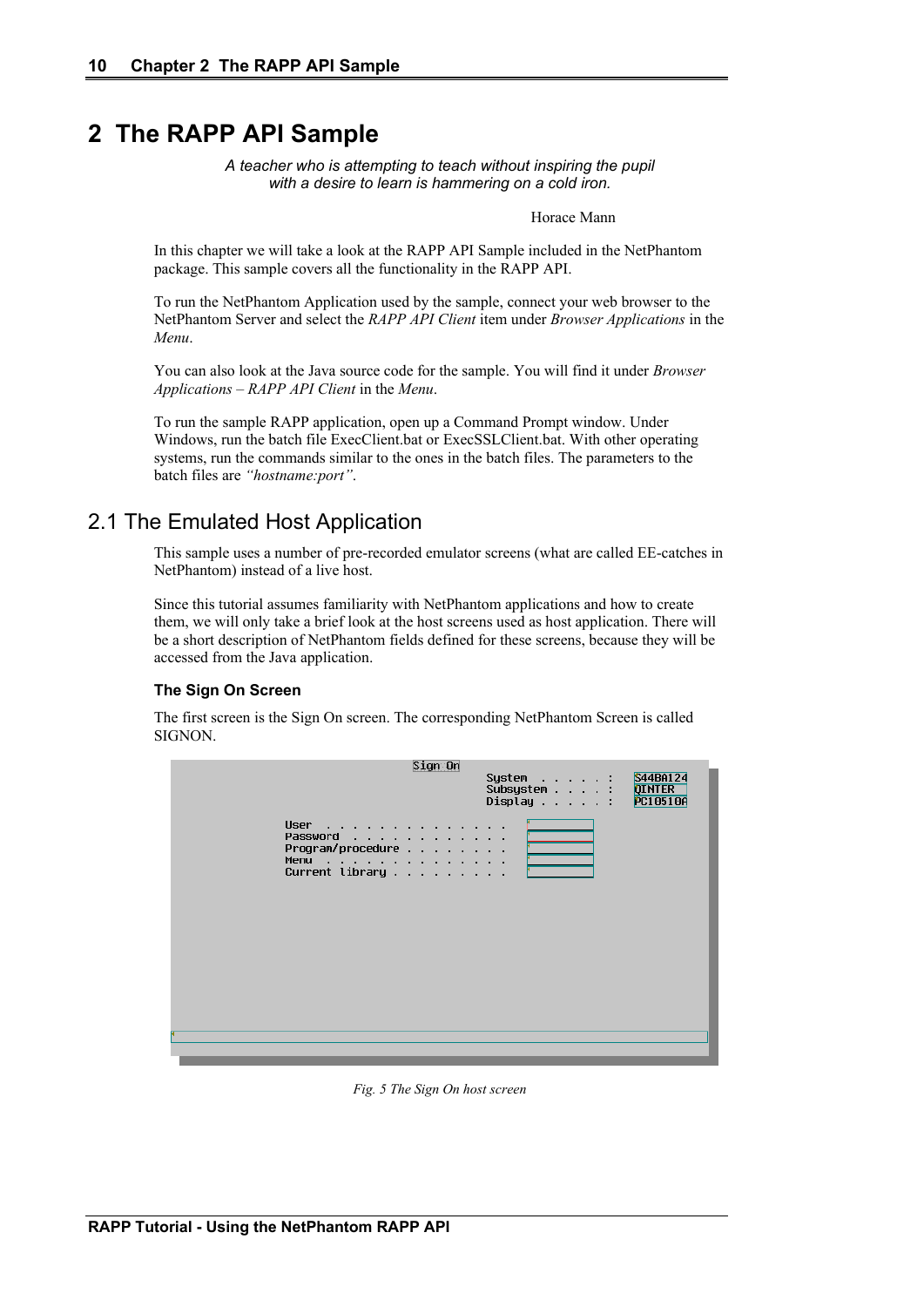# 2 The RAPP API Sample

*A teacher who is attempting to teach without inspiring the pupil with a desire to learn is hammering on a cold iron.*

Horace Mann

In this chapter we will take a look at the RAPP API Sample included in the NetPhantom package. This sample covers all the functionality in the RAPP API.

To run the NetPhantom Application used by the sample, connect your web browser to the NetPhantom Server and select the *RAPP API Client* item under *Browser Applications* in the *Menu*.

You can also look at the Java source code for the sample. You will find it under *Browser Applications – RAPP API Client* in the *Menu*.

To run the sample RAPP application, open up a Command Prompt window. Under Windows, run the batch file ExecClient.bat or ExecSSLClient.bat. With other operating systems, run the commands similar to the ones in the batch files. The parameters to the batch files are *"hostname:port"*.

## 2.1 The Emulated Host Application

This sample uses a number of pre-recorded emulator screens (what are called EE-catches in NetPhantom) instead of a live host.

Since this tutorial assumes familiarity with NetPhantom applications and how to create them, we will only take a brief look at the host screens used as host application. There will be a short description of NetPhantom fields defined for these screens, because they will be accessed from the Java application.

### The Sign On Screen

The first screen is the Sign On screen. The corresponding NetPhantom Screen is called SIGNON.

```
                              Sign On
                                     System  . . . . . :   S44BA124
                                     Subsystem . . . . :   QINTER
                                     Display . . . . . :   PC10510A

                 User  . . . . . . . . . . . . . .
                 Password  . . . . . . . . . . . .
                 Program/procedure . . . . . . . .
                 Menu  . . . . . . . . . . . . . .
                 Current library . . . . . . . . .
```

*Fig. 5 The Sign On host screen*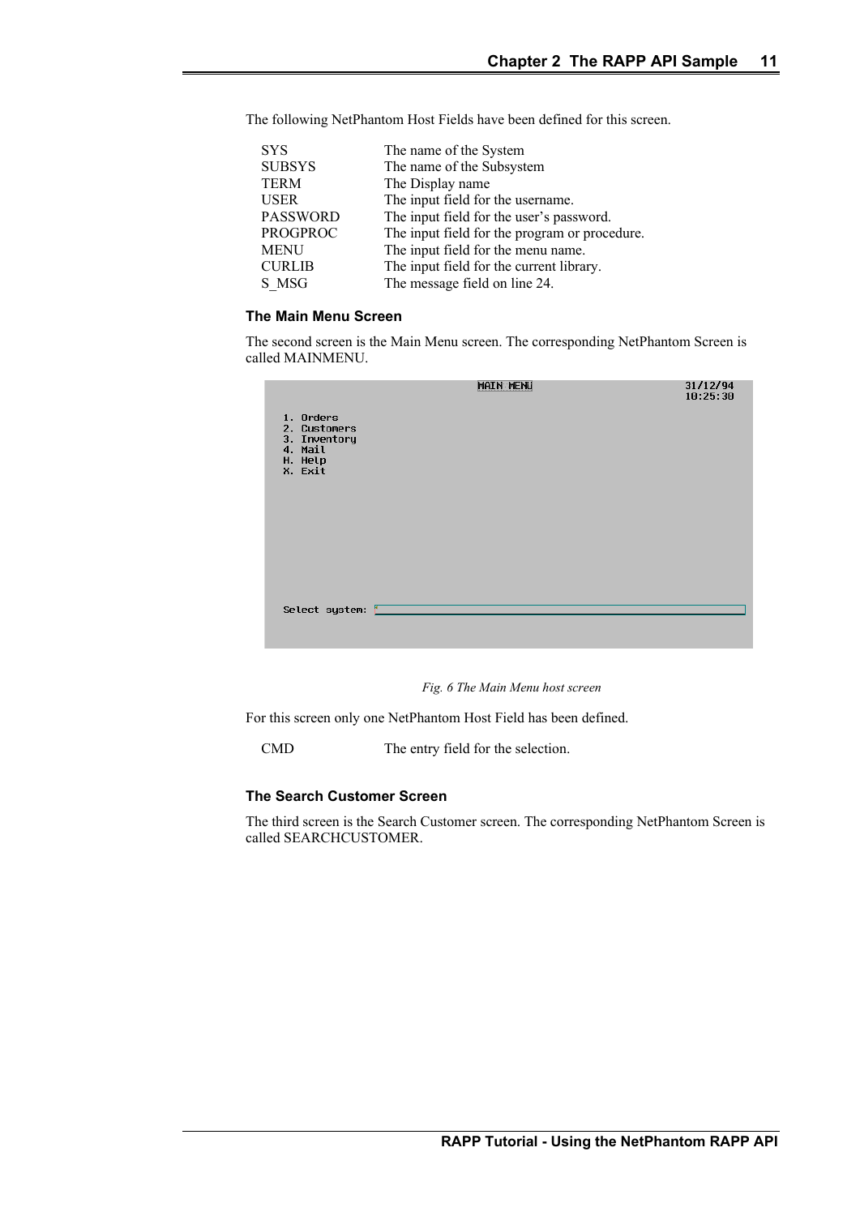The following NetPhantom Host Fields have been defined for this screen.

| | |
|---|---|
| SYS | The name of the System |
| SUBSYS | The name of the Subsystem |
| TERM | The Display name |
| USER | The input field for the username. |
| PASSWORD | The input field for the user's password. |
| PROGPROC | The input field for the program or procedure. |
| MENU | The input field for the menu name. |
| CURLIB | The input field for the current library. |
| S_MSG | The message field on line 24. |

### The Main Menu Screen

The second screen is the Main Menu screen. The corresponding NetPhantom Screen is called MAINMENU.

```
                                MAIN MENU                         31/12/94
                                                                  10:25:30
 1. Orders
 2. Customers
 3. Inventory
 4. Mail
 H. Help
 X. Exit









 Select system:
```

*Fig. 6 The Main Menu host screen*

For this screen only one NetPhantom Host Field has been defined.

| | |
|---|---|
| CMD | The entry field for the selection. |

### The Search Customer Screen

The third screen is the Search Customer screen. The corresponding NetPhantom Screen is called SEARCHCUSTOMER.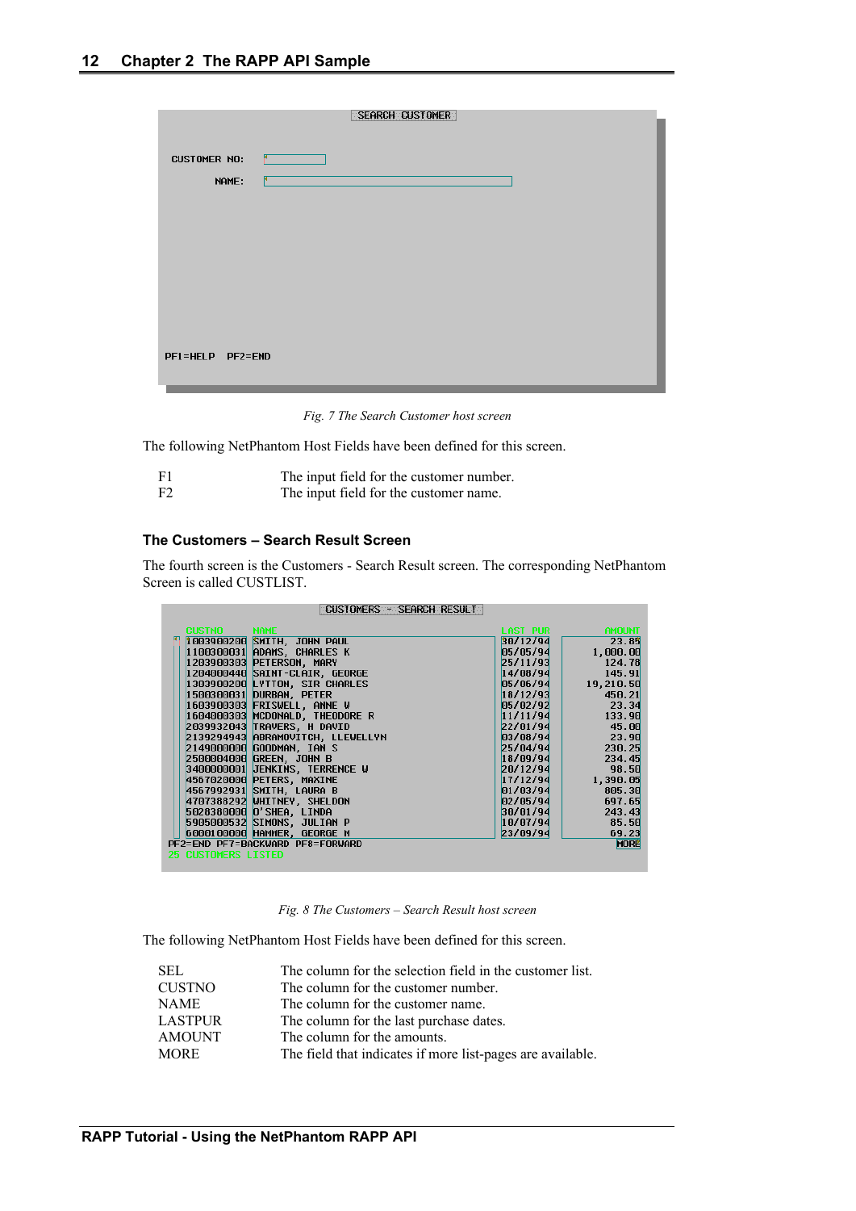*Fig. 7 The Search Customer host screen*

The following NetPhantom Host Fields have been defined for this screen.

| | |
|---|---|
| F1 | The input field for the customer number. |
| F2 | The input field for the customer name. |

### The Customers – Search Result Screen

The fourth screen is the Customers - Search Result screen. The corresponding NetPhantom Screen is called CUSTLIST.

*Fig. 8 The Customers – Search Result host screen*

The following NetPhantom Host Fields have been defined for this screen.

| | |
|---|---|
| SEL | The column for the selection field in the customer list. |
| CUSTNO | The column for the customer number. |
| NAME | The column for the customer name. |
| LASTPUR | The column for the last purchase dates. |
| AMOUNT | The column for the amounts. |
| MORE | The field that indicates if more list-pages are available. |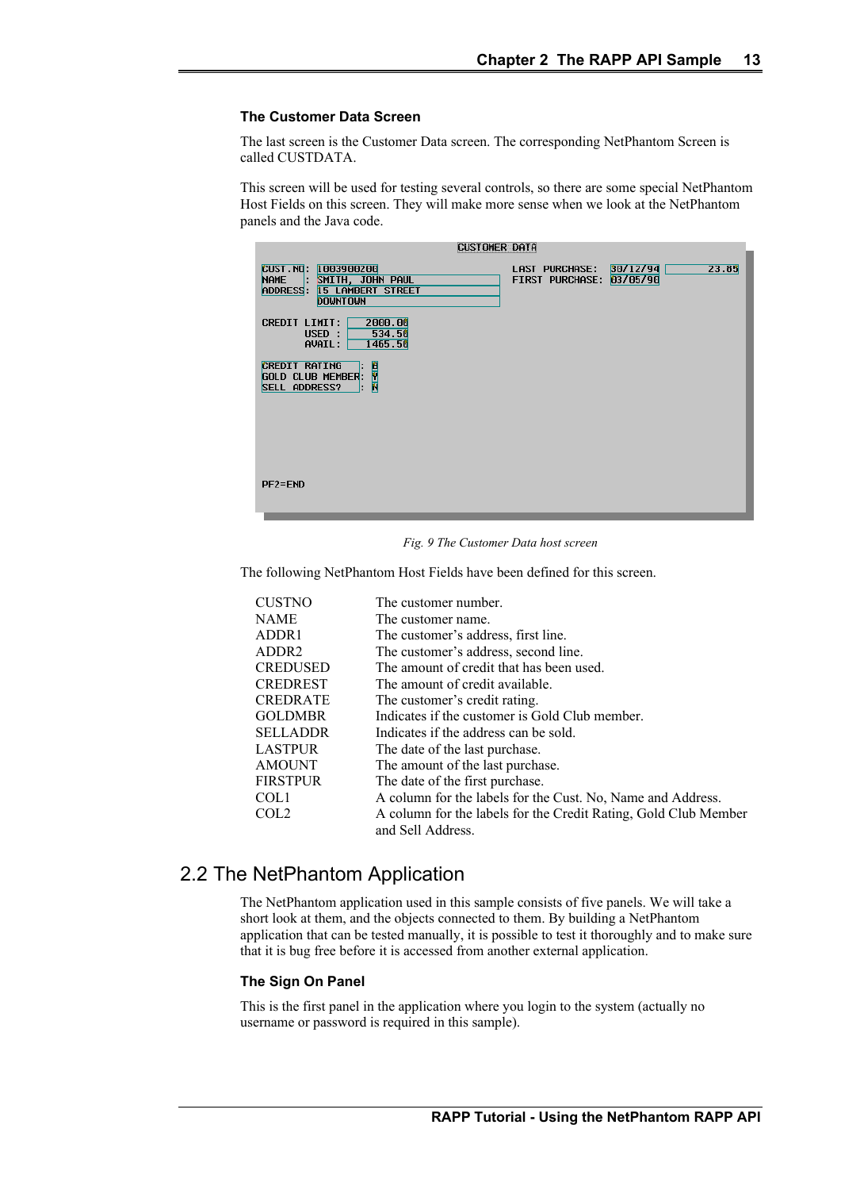### The Customer Data Screen

The last screen is the Customer Data screen. The corresponding NetPhantom Screen is called CUSTDATA.

This screen will be used for testing several controls, so there are some special NetPhantom Host Fields on this screen. They will make more sense when we look at the NetPhantom panels and the Java code.

*Fig. 9 The Customer Data host screen*

The following NetPhantom Host Fields have been defined for this screen.

| | |
|---|---|
| CUSTNO | The customer number. |
| NAME | The customer name. |
| ADDR1 | The customer's address, first line. |
| ADDR2 | The customer's address, second line. |
| CREDUSED | The amount of credit that has been used. |
| CREDREST | The amount of credit available. |
| CREDRATE | The customer's credit rating. |
| GOLDMBR | Indicates if the customer is Gold Club member. |
| SELLADDR | Indicates if the address can be sold. |
| LASTPUR | The date of the last purchase. |
| AMOUNT | The amount of the last purchase. |
| FIRSTPUR | The date of the first purchase. |
| COL1 | A column for the labels for the Cust. No, Name and Address. |
| COL2 | A column for the labels for the Credit Rating, Gold Club Member and Sell Address. |

## 2.2 The NetPhantom Application

The NetPhantom application used in this sample consists of five panels. We will take a short look at them, and the objects connected to them. By building a NetPhantom application that can be tested manually, it is possible to test it thoroughly and to make sure that it is bug free before it is accessed from another external application.

### The Sign On Panel

This is the first panel in the application where you login to the system (actually no username or password is required in this sample).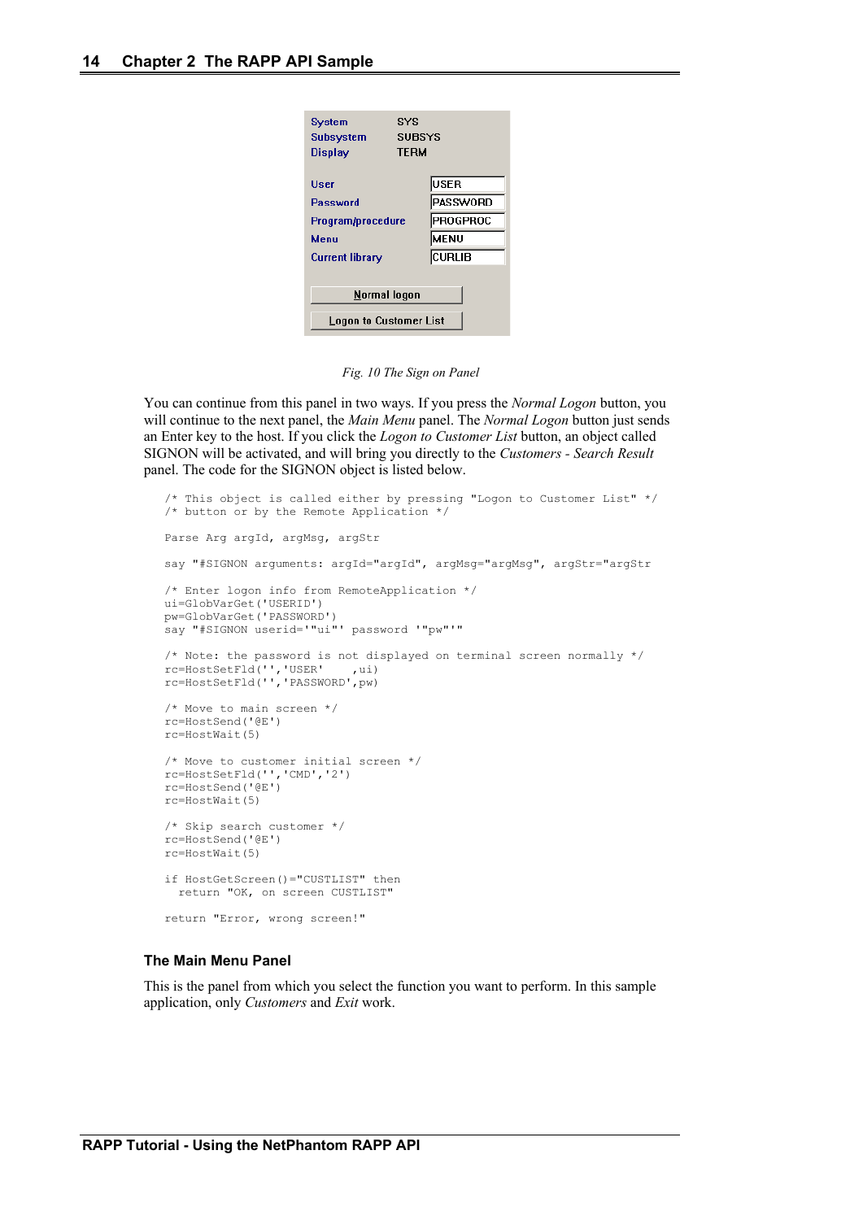System SYS
Subsystem SUBSYS
Display TERM

User USER
Password PASSWORD
Program/procedure PROGPROC
Menu MENU
Current library CURLIB

Normal logon

Logon to Customer List

*Fig. 10 The Sign on Panel*

You can continue from this panel in two ways. If you press the *Normal Logon* button, you will continue to the next panel, the *Main Menu* panel. The *Normal Logon* button just sends an Enter key to the host. If you click the *Logon to Customer List* button, an object called SIGNON will be activated, and will bring you directly to the *Customers - Search Result* panel. The code for the SIGNON object is listed below.

```
/* This object is called either by pressing "Logon to Customer List" */
/* button or by the Remote Application */

Parse Arg argId, argMsg, argStr

say "#SIGNON arguments: argId="argId", argMsg="argMsg", argStr="argStr

/* Enter logon info from RemoteApplication */
ui=GlobVarGet('USERID')
pw=GlobVarGet('PASSWORD')
say "#SIGNON userid='"ui"' password '"pw"'"

/* Note: the password is not displayed on terminal screen normally */
rc=HostSetFld('','USER'    ,ui)
rc=HostSetFld('','PASSWORD',pw)

/* Move to main screen */
rc=HostSend('@E')
rc=HostWait(5)

/* Move to customer initial screen */
rc=HostSetFld('','CMD','2')
rc=HostSend('@E')
rc=HostWait(5)

/* Skip search customer */
rc=HostSend('@E')
rc=HostWait(5)

if HostGetScreen()="CUSTLIST" then
  return "OK, on screen CUSTLIST"

return "Error, wrong screen!"
```

### The Main Menu Panel

This is the panel from which you select the function you want to perform. In this sample application, only *Customers* and *Exit* work.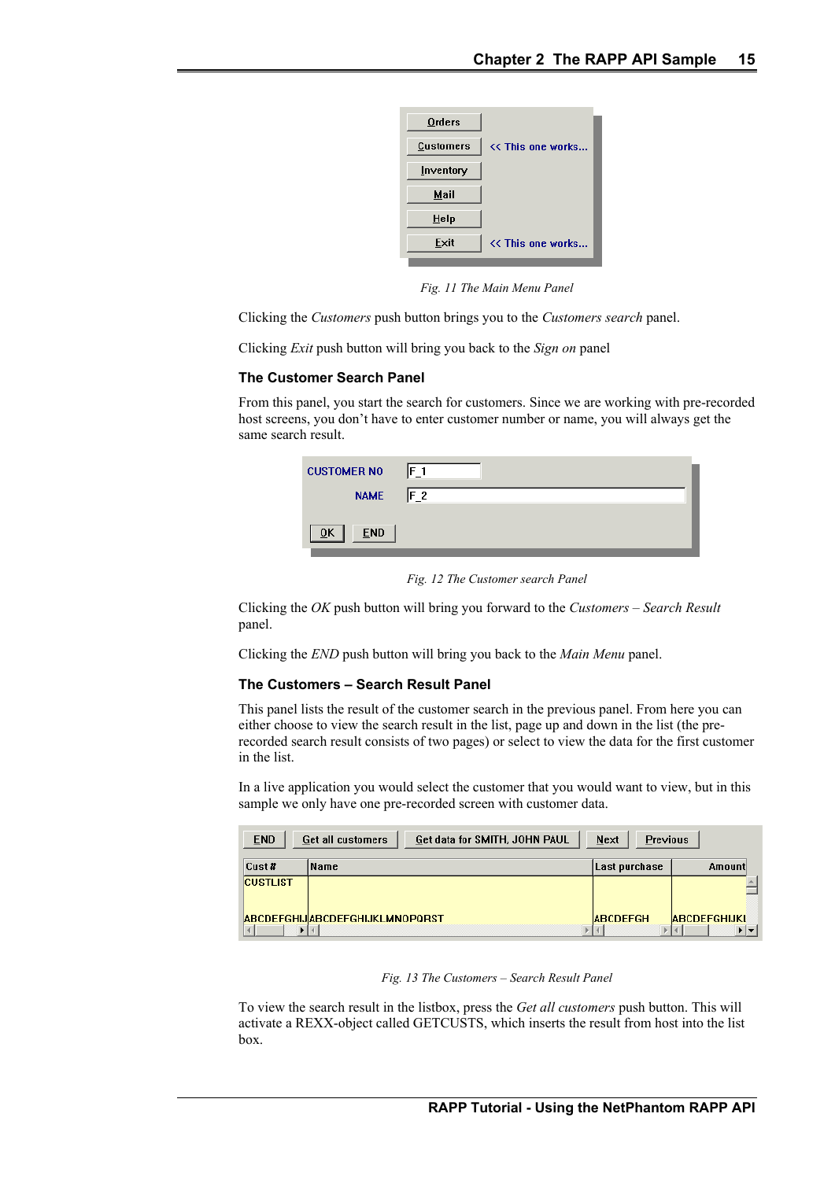Fig. 11 The Main Menu Panel

Clicking the *Customers* push button brings you to the *Customers search* panel.

Clicking *Exit* push button will bring you back to the *Sign on* panel

### The Customer Search Panel

From this panel, you start the search for customers. Since we are working with pre-recorded host screens, you don't have to enter customer number or name, you will always get the same search result.

Fig. 12 The Customer search Panel

Clicking the *OK* push button will bring you forward to the *Customers – Search Result* panel.

Clicking the *END* push button will bring you back to the *Main Menu* panel.

### The Customers – Search Result Panel

This panel lists the result of the customer search in the previous panel. From here you can either choose to view the search result in the list, page up and down in the list (the pre-recorded search result consists of two pages) or select to view the data for the first customer in the list.

In a live application you would select the customer that you would want to view, but in this sample we only have one pre-recorded screen with customer data.

Fig. 13 The Customers – Search Result Panel

To view the search result in the listbox, press the *Get all customers* push button. This will activate a REXX-object called GETCUSTS, which inserts the result from host into the list box.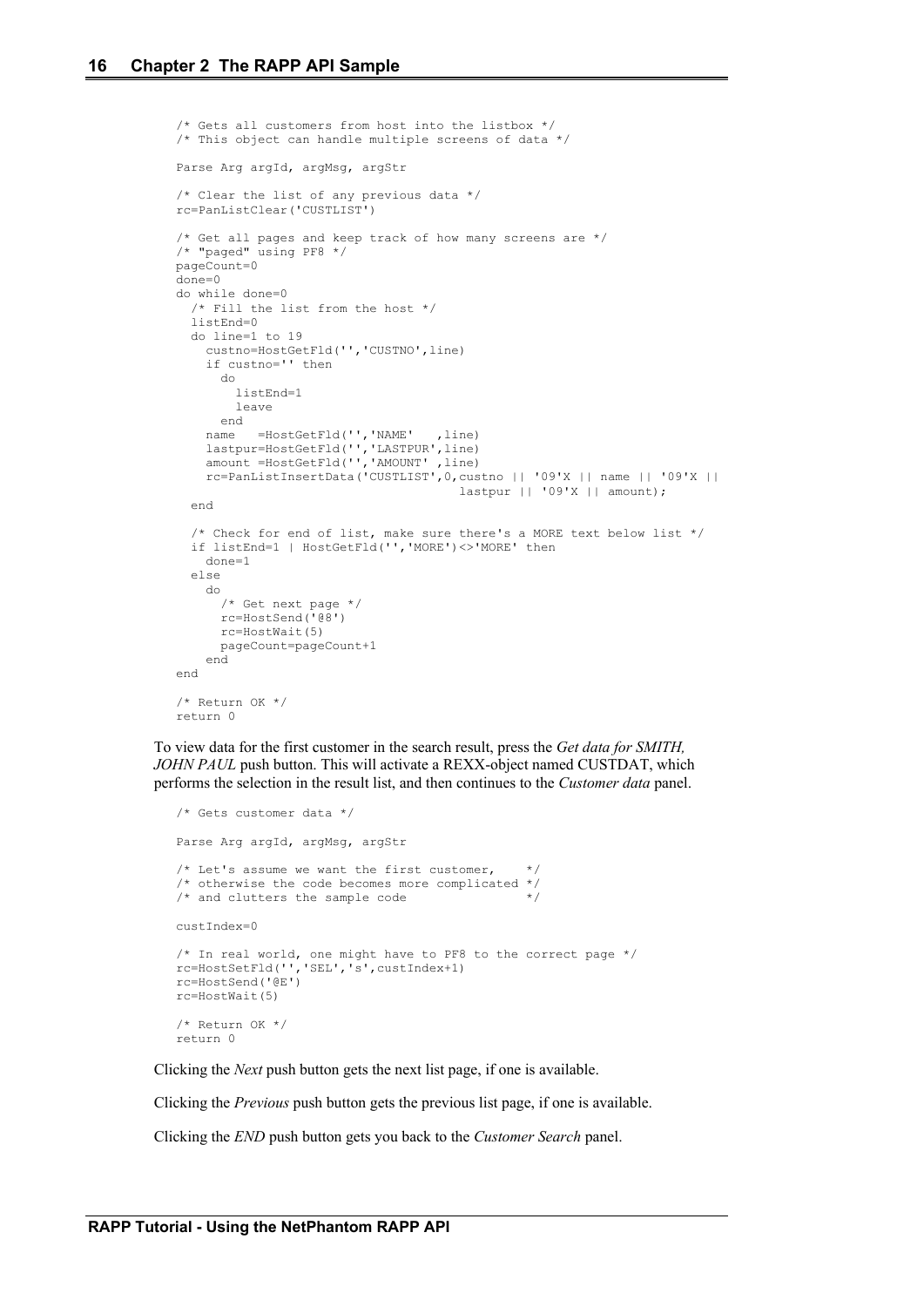```
/* Gets all customers from host into the listbox */
/* This object can handle multiple screens of data */

Parse Arg argId, argMsg, argStr

/* Clear the list of any previous data */
rc=PanListClear('CUSTLIST')

/* Get all pages and keep track of how many screens are */
/* "paged" using PF8 */
pageCount=0
done=0
do while done=0
  /* Fill the list from the host */
  listEnd=0
  do line=1 to 19
    custno=HostGetFld('','CUSTNO',line)
    if custno='' then
      do
        listEnd=1
        leave
      end
    name   =HostGetFld('','NAME'   ,line)
    lastpur=HostGetFld('','LASTPUR',line)
    amount =HostGetFld('','AMOUNT' ,line)
    rc=PanListInsertData('CUSTLIST',0,custno || '09'X || name || '09'X ||
                                      lastpur || '09'X || amount);
  end

  /* Check for end of list, make sure there's a MORE text below list */
  if listEnd=1 | HostGetFld('','MORE')<>'MORE' then
    done=1
  else
    do
      /* Get next page */
      rc=HostSend('@8')
      rc=HostWait(5)
      pageCount=pageCount+1
    end
end

/* Return OK */
return 0
```

To view data for the first customer in the search result, press the *Get data for SMITH, JOHN PAUL* push button. This will activate a REXX-object named CUSTDAT, which performs the selection in the result list, and then continues to the *Customer data* panel.

```
/* Gets customer data */

Parse Arg argId, argMsg, argStr

/* Let's assume we want the first customer,    */
/* otherwise the code becomes more complicated */
/* and clutters the sample code                */

custIndex=0

/* In real world, one might have to PF8 to the correct page */
rc=HostSetFld('','SEL','s',custIndex+1)
rc=HostSend('@E')
rc=HostWait(5)

/* Return OK */
return 0
```

Clicking the *Next* push button gets the next list page, if one is available.

Clicking the *Previous* push button gets the previous list page, if one is available.

Clicking the *END* push button gets you back to the *Customer Search* panel.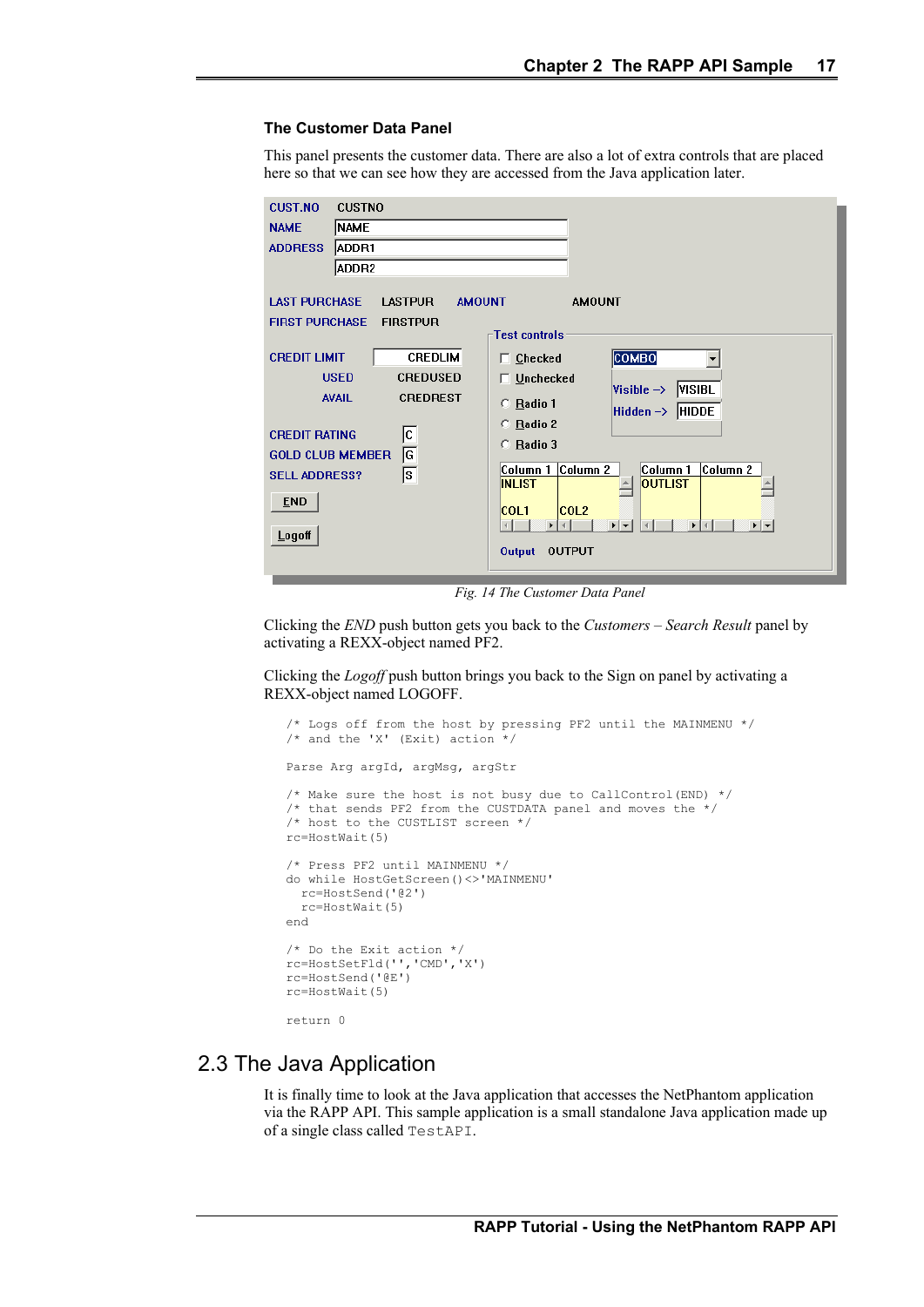### The Customer Data Panel

This panel presents the customer data. There are also a lot of extra controls that are placed here so that we can see how they are accessed from the Java application later.

*Fig. 14 The Customer Data Panel*

Clicking the *END* push button gets you back to the *Customers – Search Result* panel by activating a REXX-object named PF2.

Clicking the *Logoff* push button brings you back to the Sign on panel by activating a REXX-object named LOGOFF.

```
/* Logs off from the host by pressing PF2 until the MAINMENU */
/* and the 'X' (Exit) action */

Parse Arg argId, argMsg, argStr

/* Make sure the host is not busy due to CallControl(END) */
/* that sends PF2 from the CUSTDATA panel and moves the */
/* host to the CUSTLIST screen */
rc=HostWait(5)

/* Press PF2 until MAINMENU */
do while HostGetScreen()<>'MAINMENU'
  rc=HostSend('@2')
  rc=HostWait(5)
end

/* Do the Exit action */
rc=HostSetFld('','CMD','X')
rc=HostSend('@E')
rc=HostWait(5)

return 0
```

## 2.3 The Java Application

It is finally time to look at the Java application that accesses the NetPhantom application via the RAPP API. This sample application is a small standalone Java application made up of a single class called `TestAPI`.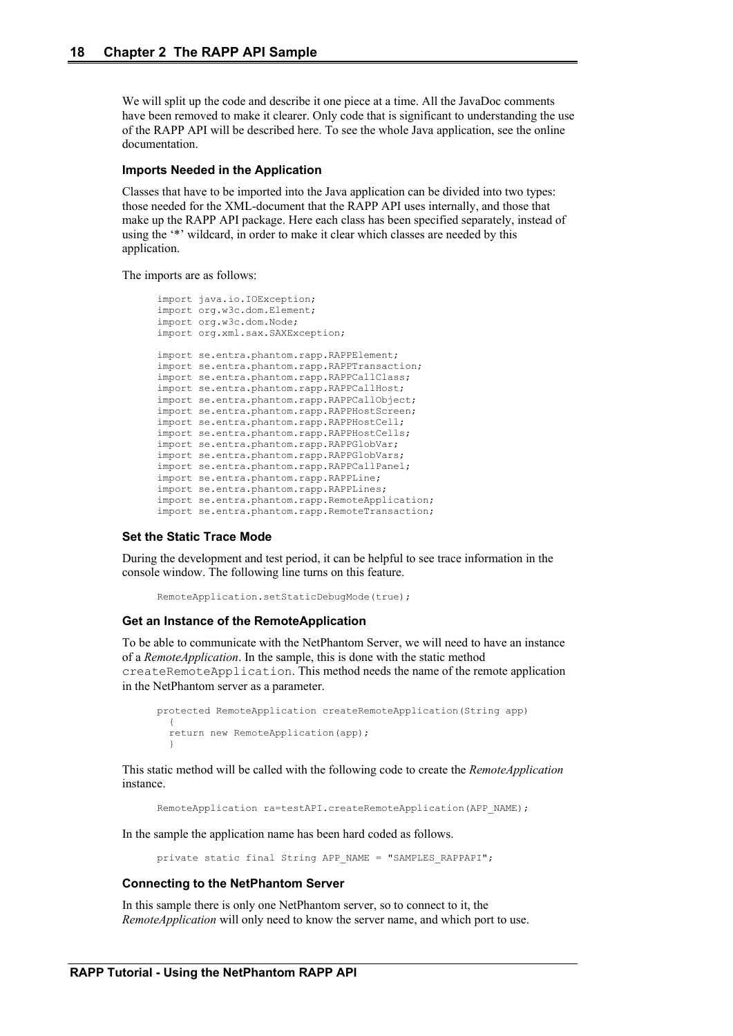We will split up the code and describe it one piece at a time. All the JavaDoc comments have been removed to make it clearer. Only code that is significant to understanding the use of the RAPP API will be described here. To see the whole Java application, see the online documentation.

### Imports Needed in the Application

Classes that have to be imported into the Java application can be divided into two types: those needed for the XML-document that the RAPP API uses internally, and those that make up the RAPP API package. Here each class has been specified separately, instead of using the '*' wildcard, in order to make it clear which classes are needed by this application.

The imports are as follows:

```
import java.io.IOException;
import org.w3c.dom.Element;
import org.w3c.dom.Node;
import org.xml.sax.SAXException;

import se.entra.phantom.rapp.RAPPElement;
import se.entra.phantom.rapp.RAPPTransaction;
import se.entra.phantom.rapp.RAPPCallClass;
import se.entra.phantom.rapp.RAPPCallHost;
import se.entra.phantom.rapp.RAPPCallObject;
import se.entra.phantom.rapp.RAPPHostScreen;
import se.entra.phantom.rapp.RAPPHostCell;
import se.entra.phantom.rapp.RAPPHostCells;
import se.entra.phantom.rapp.RAPPGlobVar;
import se.entra.phantom.rapp.RAPPGlobVars;
import se.entra.phantom.rapp.RAPPCallPanel;
import se.entra.phantom.rapp.RAPPLine;
import se.entra.phantom.rapp.RAPPLines;
import se.entra.phantom.rapp.RemoteApplication;
import se.entra.phantom.rapp.RemoteTransaction;
```

### Set the Static Trace Mode

During the development and test period, it can be helpful to see trace information in the console window. The following line turns on this feature.

```
RemoteApplication.setStaticDebugMode(true);
```

### Get an Instance of the RemoteApplication

To be able to communicate with the NetPhantom Server, we will need to have an instance of a *RemoteApplication*. In the sample, this is done with the static method `createRemoteApplication`. This method needs the name of the remote application in the NetPhantom server as a parameter.

```
protected RemoteApplication createRemoteApplication(String app)
  {
  return new RemoteApplication(app);
  }
```

This static method will be called with the following code to create the *RemoteApplication* instance.

```
RemoteApplication ra=testAPI.createRemoteApplication(APP_NAME);
```

In the sample the application name has been hard coded as follows.

```
private static final String APP_NAME = "SAMPLES_RAPPAPI";
```

### Connecting to the NetPhantom Server

In this sample there is only one NetPhantom server, so to connect to it, the *RemoteApplication* will only need to know the server name, and which port to use.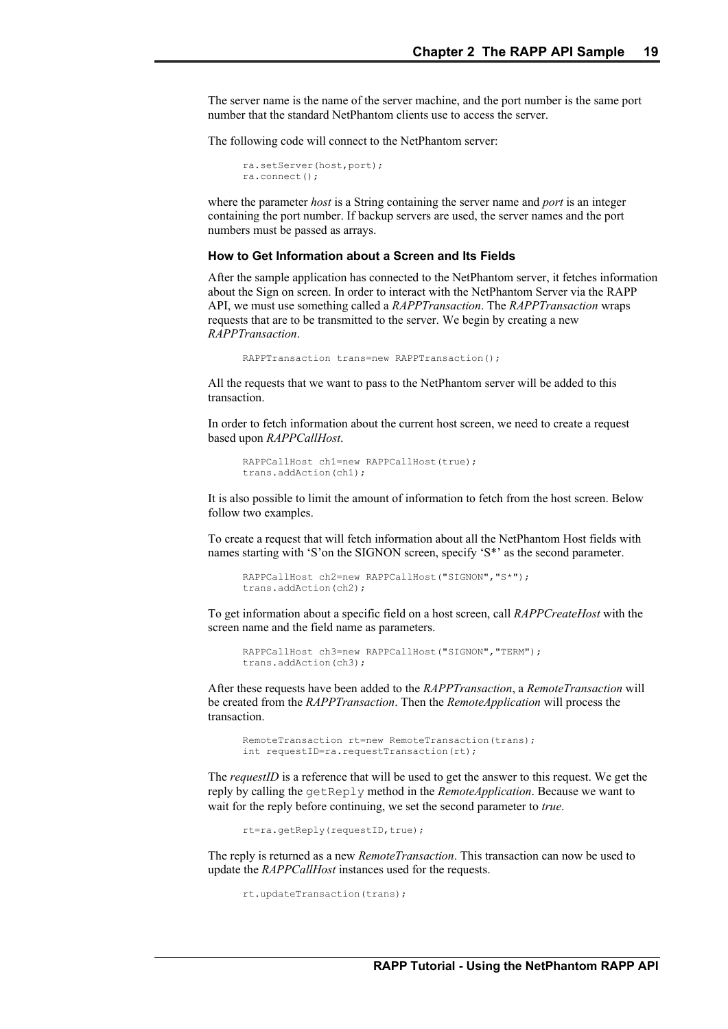The server name is the name of the server machine, and the port number is the same port number that the standard NetPhantom clients use to access the server.

The following code will connect to the NetPhantom server:

```
ra.setServer(host,port);
ra.connect();
```

where the parameter *host* is a String containing the server name and *port* is an integer containing the port number. If backup servers are used, the server names and the port numbers must be passed as arrays.

### How to Get Information about a Screen and Its Fields

After the sample application has connected to the NetPhantom server, it fetches information about the Sign on screen. In order to interact with the NetPhantom Server via the RAPP API, we must use something called a *RAPPTransaction*. The *RAPPTransaction* wraps requests that are to be transmitted to the server. We begin by creating a new *RAPPTransaction*.

```
RAPPTransaction trans=new RAPPTransaction();
```

All the requests that we want to pass to the NetPhantom server will be added to this transaction.

In order to fetch information about the current host screen, we need to create a request based upon *RAPPCallHost*.

```
RAPPCallHost ch1=new RAPPCallHost(true);
trans.addAction(ch1);
```

It is also possible to limit the amount of information to fetch from the host screen. Below follow two examples.

To create a request that will fetch information about all the NetPhantom Host fields with names starting with 'S'on the SIGNON screen, specify 'S*' as the second parameter.

```
RAPPCallHost ch2=new RAPPCallHost("SIGNON","S*");
trans.addAction(ch2);
```

To get information about a specific field on a host screen, call *RAPPCreateHost* with the screen name and the field name as parameters.

```
RAPPCallHost ch3=new RAPPCallHost("SIGNON","TERM");
trans.addAction(ch3);
```

After these requests have been added to the *RAPPTransaction*, a *RemoteTransaction* will be created from the *RAPPTransaction*. Then the *RemoteApplication* will process the transaction.

```
RemoteTransaction rt=new RemoteTransaction(trans);
int requestID=ra.requestTransaction(rt);
```

The *requestID* is a reference that will be used to get the answer to this request. We get the reply by calling the `getReply` method in the *RemoteApplication*. Because we want to wait for the reply before continuing, we set the second parameter to *true*.

```
rt=ra.getReply(requestID,true);
```

The reply is returned as a new *RemoteTransaction*. This transaction can now be used to update the *RAPPCallHost* instances used for the requests.

```
rt.updateTransaction(trans);
```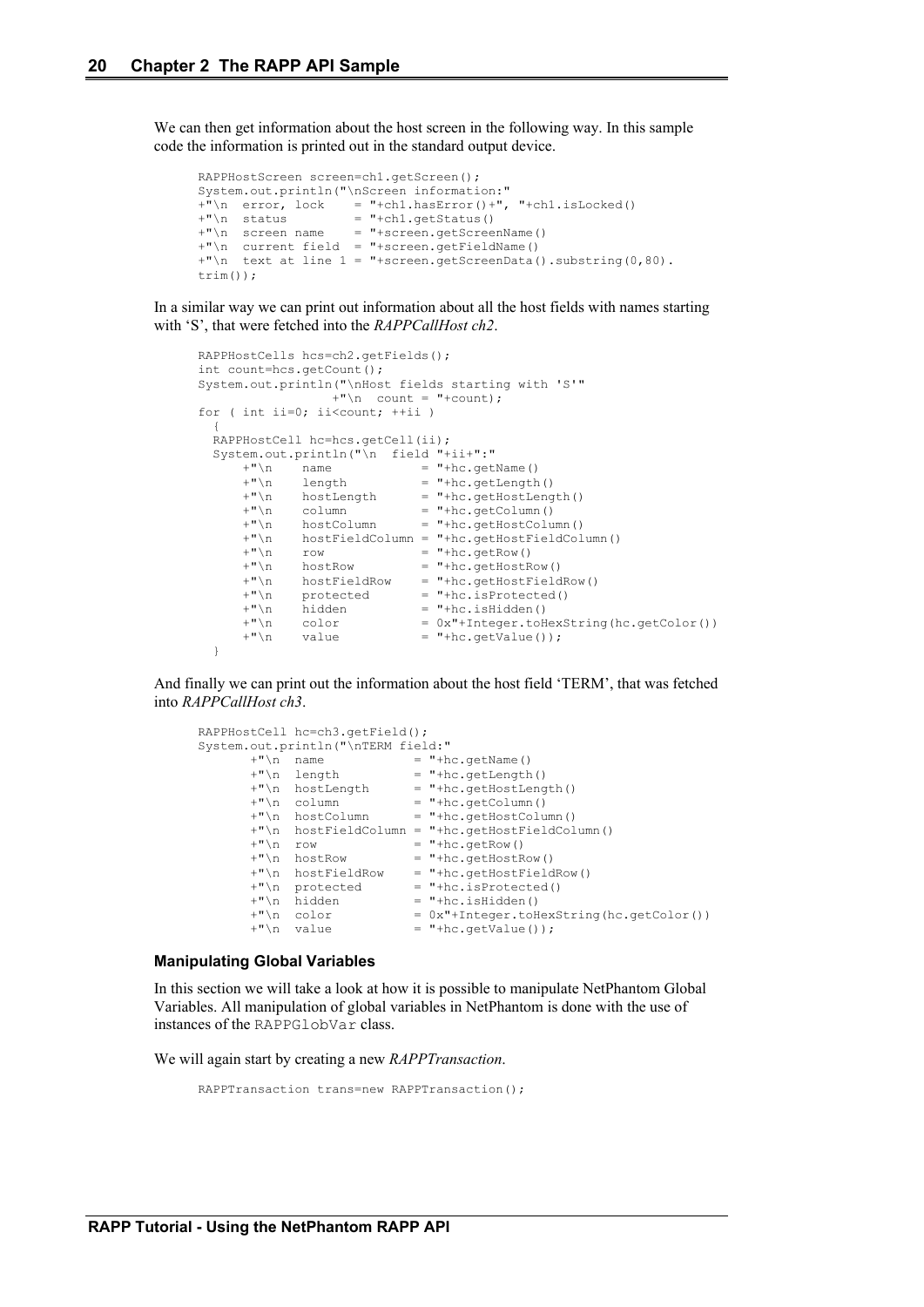We can then get information about the host screen in the following way. In this sample code the information is printed out in the standard output device.

```
RAPPHostScreen screen=ch1.getScreen();
System.out.println("\nScreen information:"
+"\n  error, lock    = "+ch1.hasError()+", "+ch1.isLocked()
+"\n  status         = "+ch1.getStatus()
+"\n  screen name    = "+screen.getScreenName()
+"\n  current field  = "+screen.getFieldName()
+"\n  text at line 1 = "+screen.getScreenData().substring(0,80).
trim());
```

In a similar way we can print out information about all the host fields with names starting with 'S', that were fetched into the *RAPPCallHost ch2*.

```
RAPPHostCells hcs=ch2.getFields();
int count=hcs.getCount();
System.out.println("\nHost fields starting with 'S'"
                  +"\n  count = "+count);
for ( int ii=0; ii<count; ++ii )
  {
  RAPPHostCell hc=hcs.getCell(ii);
  System.out.println("\n  field "+ii+":"
      +"\n    name            = "+hc.getName()
      +"\n    length          = "+hc.getLength()
      +"\n    hostLength      = "+hc.getHostLength()
      +"\n    column          = "+hc.getColumn()
      +"\n    hostColumn      = "+hc.getHostColumn()
      +"\n    hostFieldColumn = "+hc.getHostFieldColumn()
      +"\n    row             = "+hc.getRow()
      +"\n    hostRow         = "+hc.getHostRow()
      +"\n    hostFieldRow    = "+hc.getHostFieldRow()
      +"\n    protected       = "+hc.isProtected()
      +"\n    hidden          = "+hc.isHidden()
      +"\n    color           = 0x"+Integer.toHexString(hc.getColor())
      +"\n    value           = "+hc.getValue());
  }
```

And finally we can print out the information about the host field 'TERM', that was fetched into *RAPPCallHost ch3*.

```
RAPPHostCell hc=ch3.getField();
System.out.println("\nTERM field:"
       +"\n  name            = "+hc.getName()
       +"\n  length          = "+hc.getLength()
       +"\n  hostLength      = "+hc.getHostLength()
       +"\n  column          = "+hc.getColumn()
       +"\n  hostColumn      = "+hc.getHostColumn()
       +"\n  hostFieldColumn = "+hc.getHostFieldColumn()
       +"\n  row             = "+hc.getRow()
       +"\n  hostRow         = "+hc.getHostRow()
       +"\n  hostFieldRow    = "+hc.getHostFieldRow()
       +"\n  protected       = "+hc.isProtected()
       +"\n  hidden          = "+hc.isHidden()
       +"\n  color           = 0x"+Integer.toHexString(hc.getColor())
       +"\n  value           = "+hc.getValue());
```

#### Manipulating Global Variables

In this section we will take a look at how it is possible to manipulate NetPhantom Global Variables. All manipulation of global variables in NetPhantom is done with the use of instances of the `RAPPGlobVar` class.

We will again start by creating a new *RAPPTransaction*.

```
RAPPTransaction trans=new RAPPTransaction();
```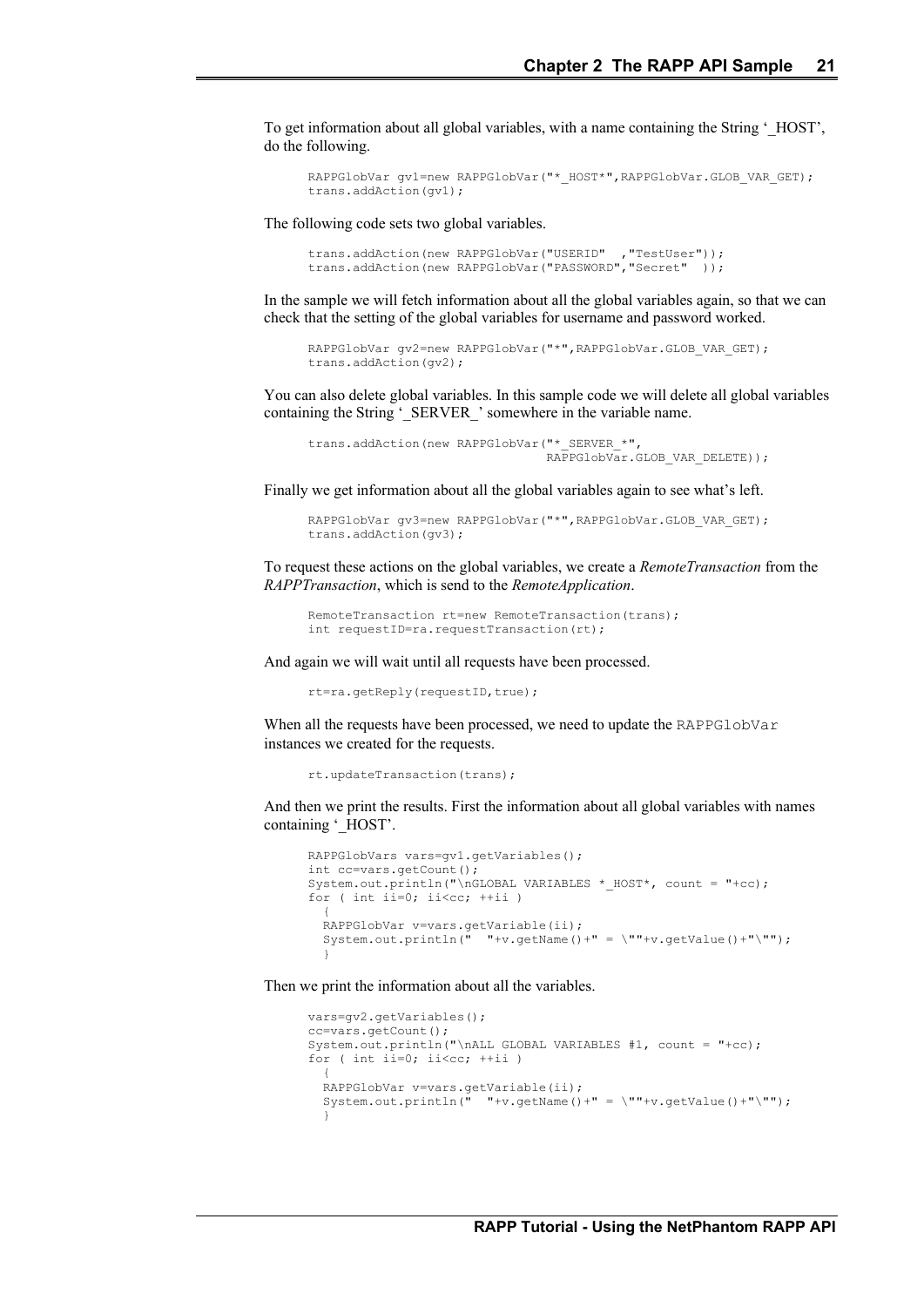To get information about all global variables, with a name containing the String '_HOST', do the following.

```
RAPPGlobVar gv1=new RAPPGlobVar("*_HOST*",RAPPGlobVar.GLOB_VAR_GET);
trans.addAction(gv1);
```

The following code sets two global variables.

```
trans.addAction(new RAPPGlobVar("USERID"  ,"TestUser"));
trans.addAction(new RAPPGlobVar("PASSWORD","Secret"  ));
```

In the sample we will fetch information about all the global variables again, so that we can check that the setting of the global variables for username and password worked.

```
RAPPGlobVar gv2=new RAPPGlobVar("*",RAPPGlobVar.GLOB_VAR_GET);
trans.addAction(gv2);
```

You can also delete global variables. In this sample code we will delete all global variables containing the String '_SERVER_' somewhere in the variable name.

```
trans.addAction(new RAPPGlobVar("*_SERVER_*",
                                RAPPGlobVar.GLOB_VAR_DELETE));
```

Finally we get information about all the global variables again to see what's left.

```
RAPPGlobVar gv3=new RAPPGlobVar("*",RAPPGlobVar.GLOB_VAR_GET);
trans.addAction(gv3);
```

To request these actions on the global variables, we create a *RemoteTransaction* from the *RAPPTransaction*, which is send to the *RemoteApplication*.

```
RemoteTransaction rt=new RemoteTransaction(trans);
int requestID=ra.requestTransaction(rt);
```

And again we will wait until all requests have been processed.

```
rt=ra.getReply(requestID,true);
```

When all the requests have been processed, we need to update the `RAPPGlobVar` instances we created for the requests.

```
rt.updateTransaction(trans);
```

And then we print the results. First the information about all global variables with names containing '_HOST'.

```
RAPPGlobVars vars=gv1.getVariables();
int cc=vars.getCount();
System.out.println("\nGLOBAL VARIABLES *_HOST*, count = "+cc);
for ( int ii=0; ii<cc; ++ii )
  {
  RAPPGlobVar v=vars.getVariable(ii);
  System.out.println("  "+v.getName()+" = \""+v.getValue()+"\"");
  }
```

Then we print the information about all the variables.

```
vars=gv2.getVariables();
cc=vars.getCount();
System.out.println("\nALL GLOBAL VARIABLES #1, count = "+cc);
for ( int ii=0; ii<cc; ++ii )
  {
  RAPPGlobVar v=vars.getVariable(ii);
  System.out.println("  "+v.getName()+" = \""+v.getValue()+"\"");
  }
```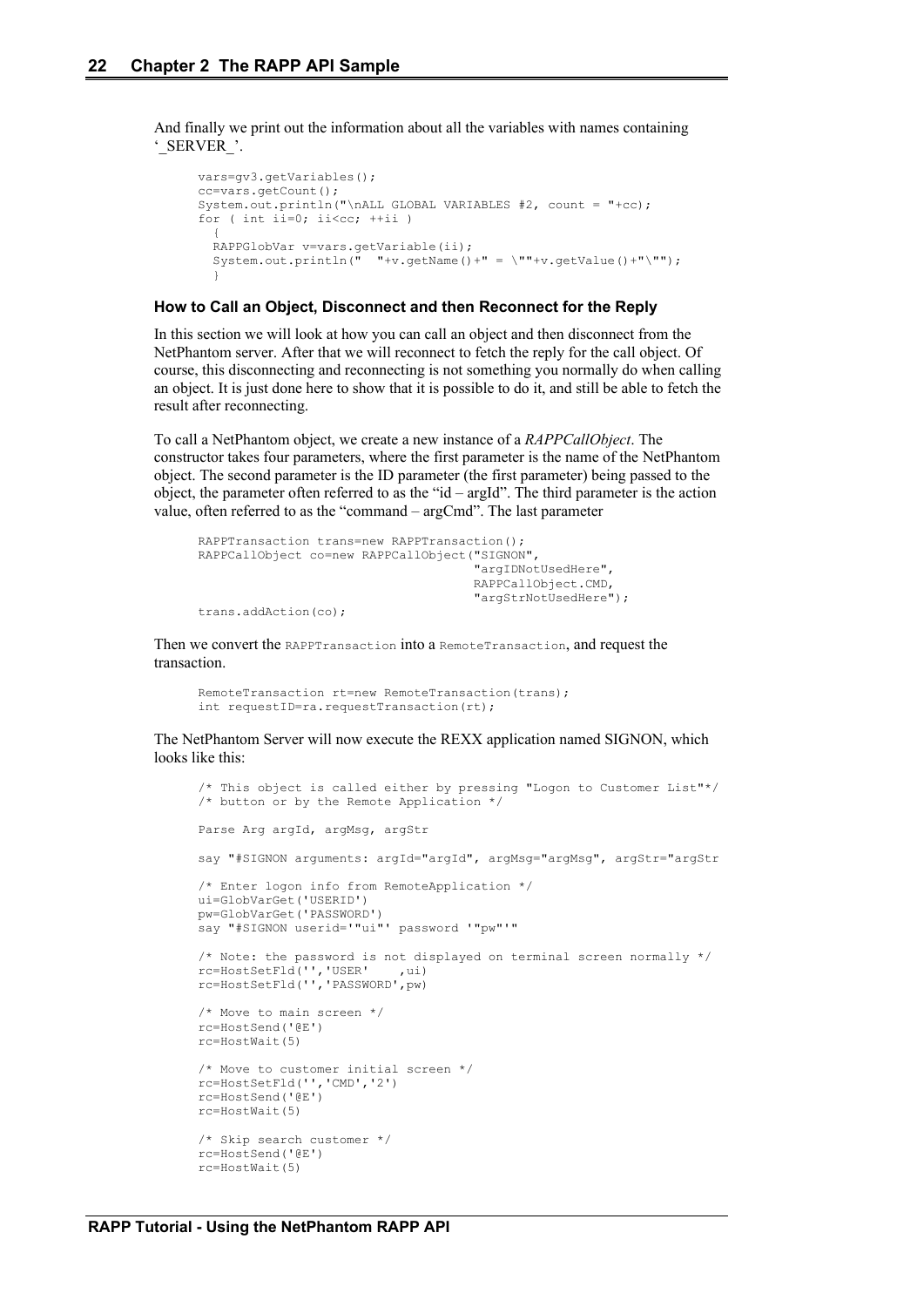And finally we print out the information about all the variables with names containing '_SERVER_'.

```
vars=gv3.getVariables();
cc=vars.getCount();
System.out.println("\nALL GLOBAL VARIABLES #2, count = "+cc);
for ( int ii=0; ii<cc; ++ii )
  {
  RAPPGlobVar v=vars.getVariable(ii);
  System.out.println("  "+v.getName()+" = \""+v.getValue()+"\"");
  }
```

### How to Call an Object, Disconnect and then Reconnect for the Reply

In this section we will look at how you can call an object and then disconnect from the NetPhantom server. After that we will reconnect to fetch the reply for the call object. Of course, this disconnecting and reconnecting is not something you normally do when calling an object. It is just done here to show that it is possible to do it, and still be able to fetch the result after reconnecting.

To call a NetPhantom object, we create a new instance of a *RAPPCallObject*. The constructor takes four parameters, where the first parameter is the name of the NetPhantom object. The second parameter is the ID parameter (the first parameter) being passed to the object, the parameter often referred to as the "id – argId". The third parameter is the action value, often referred to as the "command – argCmd". The last parameter

```
RAPPTransaction trans=new RAPPTransaction();
RAPPCallObject co=new RAPPCallObject("SIGNON",
                                     "argIDNotUsedHere",
                                     RAPPCallObject.CMD,
                                     "argStrNotUsedHere");
trans.addAction(co);
```

Then we convert the `RAPPTransaction` into a `RemoteTransaction`, and request the transaction.

```
RemoteTransaction rt=new RemoteTransaction(trans);
int requestID=ra.requestTransaction(rt);
```

The NetPhantom Server will now execute the REXX application named SIGNON, which looks like this:

```
/* This object is called either by pressing "Logon to Customer List"*/
/* button or by the Remote Application */

Parse Arg argId, argMsg, argStr

say "#SIGNON arguments: argId="argId", argMsg="argMsg", argStr="argStr

/* Enter logon info from RemoteApplication */
ui=GlobVarGet('USERID')
pw=GlobVarGet('PASSWORD')
say "#SIGNON userid='"ui"' password '"pw"'"

/* Note: the password is not displayed on terminal screen normally */
rc=HostSetFld('','USER'    ,ui)
rc=HostSetFld('','PASSWORD',pw)

/* Move to main screen */
rc=HostSend('@E')
rc=HostWait(5)

/* Move to customer initial screen */
rc=HostSetFld('','CMD','2')
rc=HostSend('@E')
rc=HostWait(5)

/* Skip search customer */
rc=HostSend('@E')
rc=HostWait(5)
```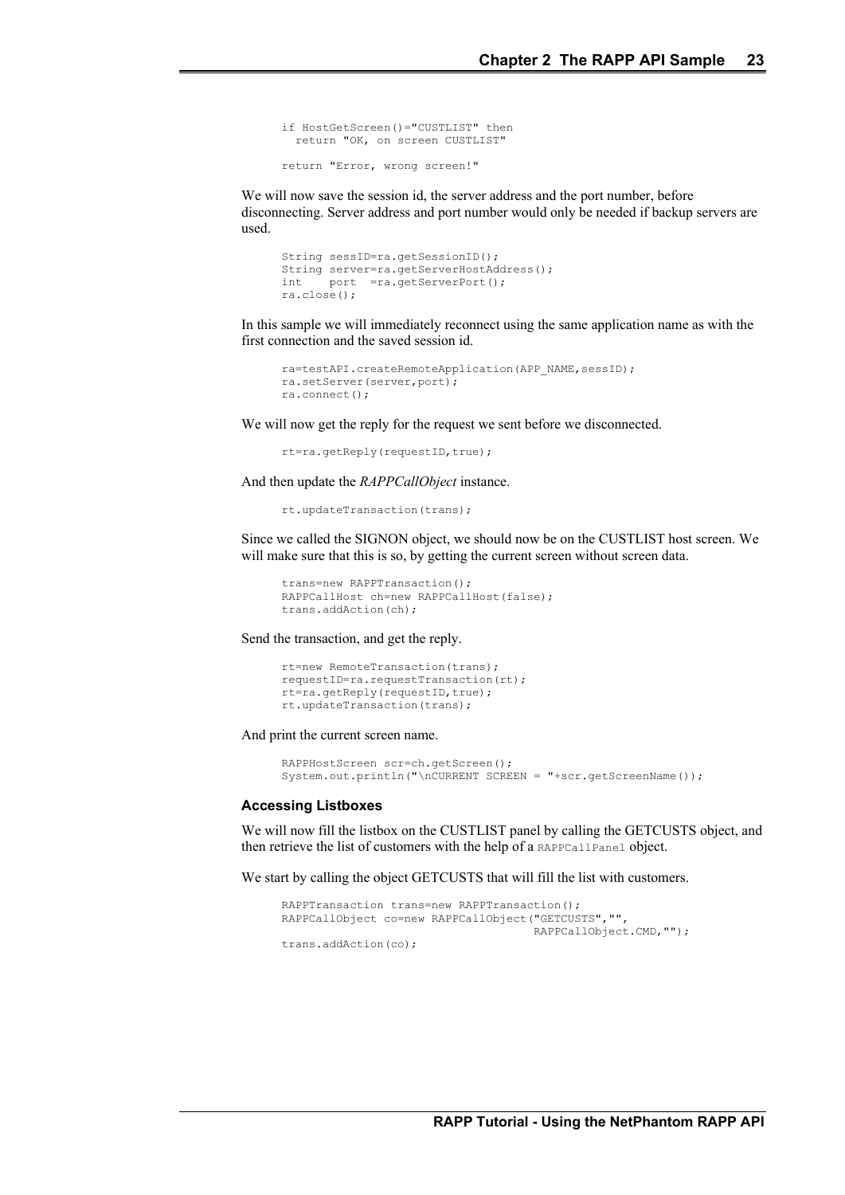```
if HostGetScreen()="CUSTLIST" then
  return "OK, on screen CUSTLIST"

return "Error, wrong screen!"
```

We will now save the session id, the server address and the port number, before disconnecting. Server address and port number would only be needed if backup servers are used.

```
String sessID=ra.getSessionID();
String server=ra.getServerHostAddress();
int    port  =ra.getServerPort();
ra.close();
```

In this sample we will immediately reconnect using the same application name as with the first connection and the saved session id.

```
ra=testAPI.createRemoteApplication(APP_NAME,sessID);
ra.setServer(server,port);
ra.connect();
```

We will now get the reply for the request we sent before we disconnected.

```
rt=ra.getReply(requestID,true);
```

And then update the *RAPPCallObject* instance.

```
rt.updateTransaction(trans);
```

Since we called the SIGNON object, we should now be on the CUSTLIST host screen. We will make sure that this is so, by getting the current screen without screen data.

```
trans=new RAPPTransaction();
RAPPCallHost ch=new RAPPCallHost(false);
trans.addAction(ch);
```

Send the transaction, and get the reply.

```
rt=new RemoteTransaction(trans);
requestID=ra.requestTransaction(rt);
rt=ra.getReply(requestID,true);
rt.updateTransaction(trans);
```

And print the current screen name.

```
RAPPHostScreen scr=ch.getScreen();
System.out.println("\nCURRENT SCREEN = "+scr.getScreenName());
```

### Accessing Listboxes

We will now fill the listbox on the CUSTLIST panel by calling the GETCUSTS object, and then retrieve the list of customers with the help of a `RAPPCallPanel` object.

We start by calling the object GETCUSTS that will fill the list with customers.

```
RAPPTransaction trans=new RAPPTransaction();
RAPPCallObject co=new RAPPCallObject("GETCUSTS","",
                                     RAPPCallObject.CMD,"");
trans.addAction(co);
```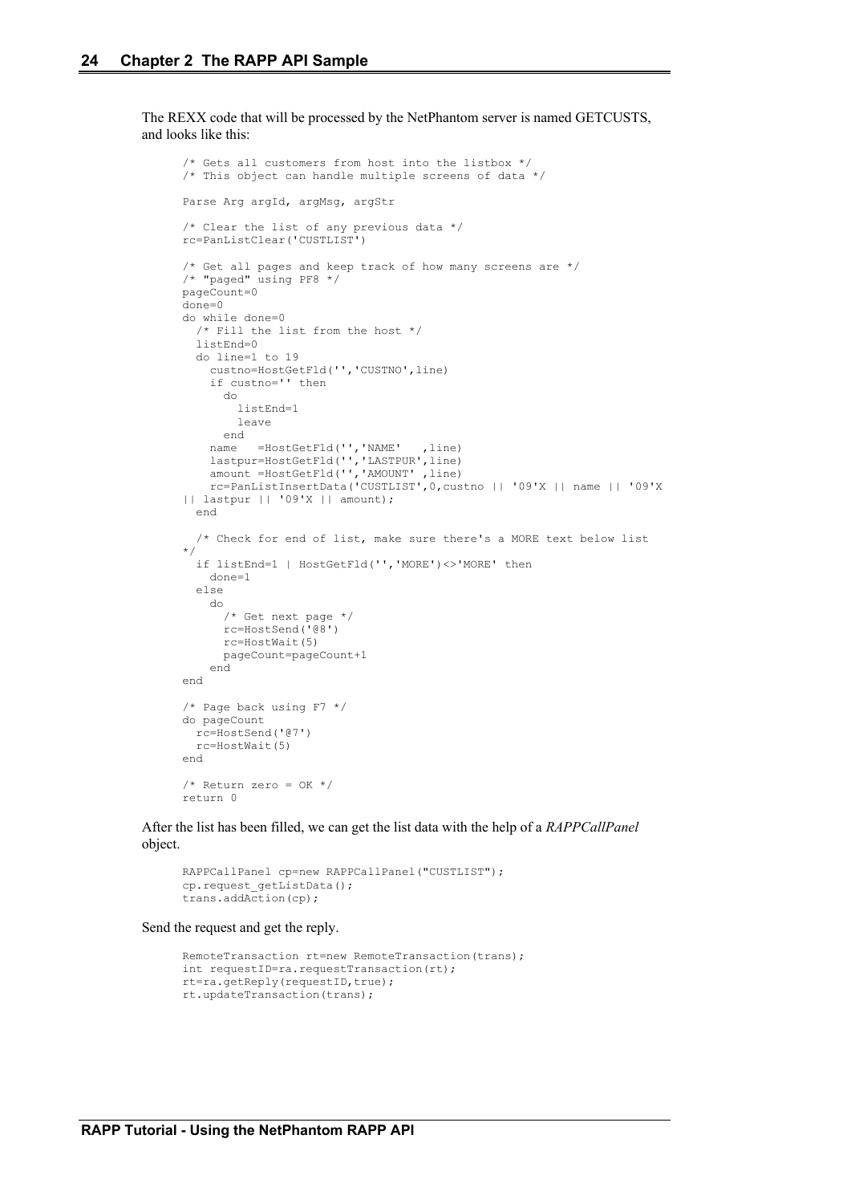The REXX code that will be processed by the NetPhantom server is named GETCUSTS, and looks like this:

```
/* Gets all customers from host into the listbox */
/* This object can handle multiple screens of data */

Parse Arg argId, argMsg, argStr

/* Clear the list of any previous data */
rc=PanListClear('CUSTLIST')

/* Get all pages and keep track of how many screens are */
/* "paged" using PF8 */
pageCount=0
done=0
do while done=0
  /* Fill the list from the host */
  listEnd=0
  do line=1 to 19
    custno=HostGetFld('','CUSTNO',line)
    if custno='' then
      do
        listEnd=1
        leave
      end
    name   =HostGetFld('','NAME'   ,line)
    lastpur=HostGetFld('','LASTPUR',line)
    amount =HostGetFld('','AMOUNT' ,line)
    rc=PanListInsertData('CUSTLIST',0,custno || '09'X || name || '09'X
|| lastpur || '09'X || amount);
  end

  /* Check for end of list, make sure there's a MORE text below list
*/
  if listEnd=1 | HostGetFld('','MORE')<>'MORE' then
    done=1
  else
    do
      /* Get next page */
      rc=HostSend('@8')
      rc=HostWait(5)
      pageCount=pageCount+1
    end
end

/* Page back using F7 */
do pageCount
  rc=HostSend('@7')
  rc=HostWait(5)
end

/* Return zero = OK */
return 0
```

After the list has been filled, we can get the list data with the help of a *RAPPCallPanel* object.

```
RAPPCallPanel cp=new RAPPCallPanel("CUSTLIST");
cp.request_getListData();
trans.addAction(cp);
```

Send the request and get the reply.

```
RemoteTransaction rt=new RemoteTransaction(trans);
int requestID=ra.requestTransaction(rt);
rt=ra.getReply(requestID,true);
rt.updateTransaction(trans);
```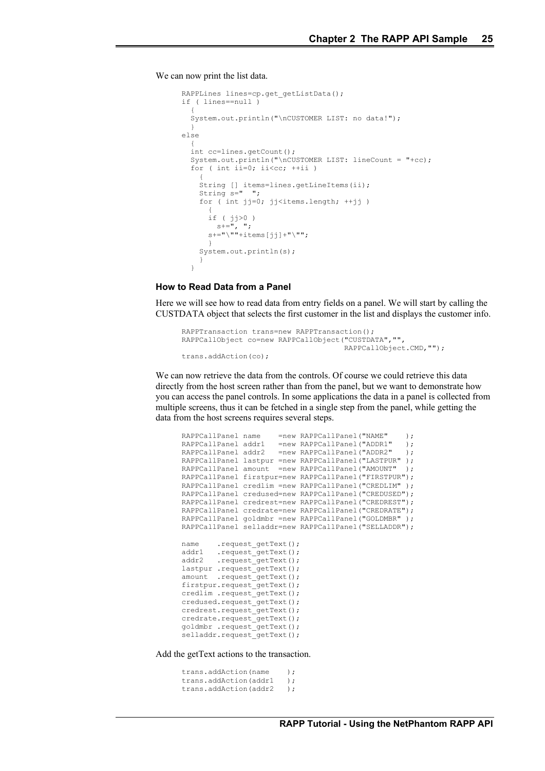We can now print the list data.

```
RAPPLines lines=cp.get_getListData();
if ( lines==null )
  {
  System.out.println("\nCUSTOMER LIST: no data!");
  }
else
  {
  int cc=lines.getCount();
  System.out.println("\nCUSTOMER LIST: lineCount = "+cc);
  for ( int ii=0; ii<cc; ++ii )
    {
    String [] items=lines.getLineItems(ii);
    String s="  ";
    for ( int jj=0; jj<items.length; ++jj )
      {
      if ( jj>0 )
        s+=", ";
      s+="\""+items[jj]+"\"";
      }
    System.out.println(s);
    }
  }
```

### How to Read Data from a Panel

Here we will see how to read data from entry fields on a panel. We will start by calling the CUSTDATA object that selects the first customer in the list and displays the customer info.

```
RAPPTransaction trans=new RAPPTransaction();
RAPPCallObject co=new RAPPCallObject("CUSTDATA","",
                                     RAPPCallObject.CMD,"");
trans.addAction(co);
```

We can now retrieve the data from the controls. Of course we could retrieve this data directly from the host screen rather than from the panel, but we want to demonstrate how you can access the panel controls. In some applications the data in a panel is collected from multiple screens, thus it can be fetched in a single step from the panel, while getting the data from the host screens requires several steps.

```
RAPPCallPanel name    =new RAPPCallPanel("NAME"    );
RAPPCallPanel addr1   =new RAPPCallPanel("ADDR1"   );
RAPPCallPanel addr2   =new RAPPCallPanel("ADDR2"   );
RAPPCallPanel lastpur =new RAPPCallPanel("LASTPUR" );
RAPPCallPanel amount  =new RAPPCallPanel("AMOUNT"  );
RAPPCallPanel firstpur=new RAPPCallPanel("FIRSTPUR");
RAPPCallPanel credlim =new RAPPCallPanel("CREDLIM" );
RAPPCallPanel credused=new RAPPCallPanel("CREDUSED");
RAPPCallPanel credrest=new RAPPCallPanel("CREDREST");
RAPPCallPanel credrate=new RAPPCallPanel("CREDRATE");
RAPPCallPanel goldmbr =new RAPPCallPanel("GOLDMBR" );
RAPPCallPanel selladdr=new RAPPCallPanel("SELLADDR");

name    .request_getText();
addr1   .request_getText();
addr2   .request_getText();
lastpur .request_getText();
amount  .request_getText();
firstpur.request_getText();
credlim .request_getText();
credused.request_getText();
credrest.request_getText();
credrate.request_getText();
goldmbr .request_getText();
selladdr.request_getText();
```

Add the getText actions to the transaction.

```
trans.addAction(name    );
trans.addAction(addr1   );
trans.addAction(addr2   );
```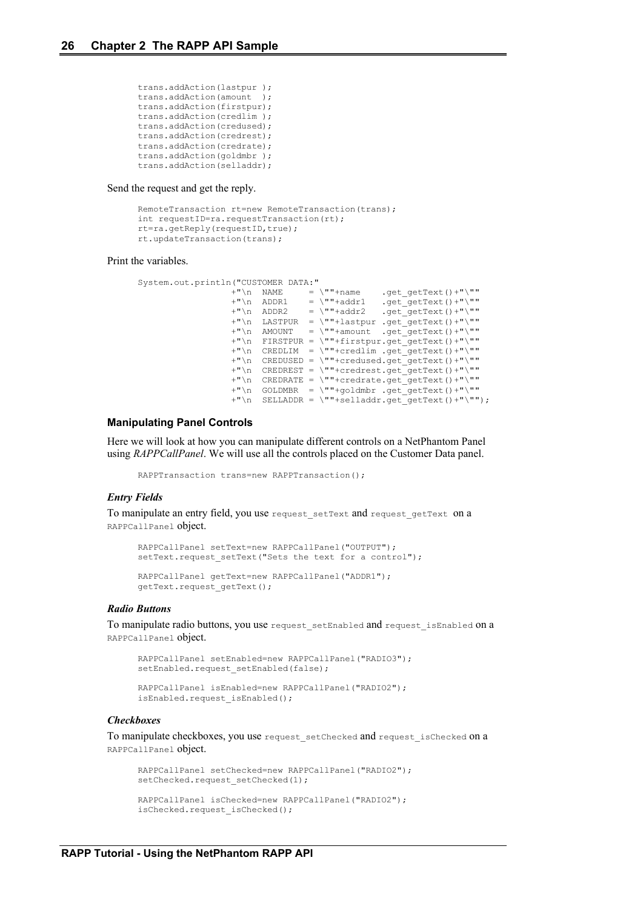```
trans.addAction(lastpur );
trans.addAction(amount  );
trans.addAction(firstpur);
trans.addAction(credlim );
trans.addAction(credused);
trans.addAction(credrest);
trans.addAction(credrate);
trans.addAction(goldmbr );
trans.addAction(selladdr);
```

Send the request and get the reply.

```
RemoteTransaction rt=new RemoteTransaction(trans);
int requestID=ra.requestTransaction(rt);
rt=ra.getReply(requestID,true);
rt.updateTransaction(trans);
```

Print the variables.

```
System.out.println("CUSTOMER DATA:"
                  +"\n  NAME     = \""+name    .get_getText()+"\""
                  +"\n  ADDR1    = \""+addr1   .get_getText()+"\""
                  +"\n  ADDR2    = \""+addr2   .get_getText()+"\""
                  +"\n  LASTPUR  = \""+lastpur .get_getText()+"\""
                  +"\n  AMOUNT   = \""+amount  .get_getText()+"\""
                  +"\n  FIRSTPUR = \""+firstpur.get_getText()+"\""
                  +"\n  CREDLIM  = \""+credlim .get_getText()+"\""
                  +"\n  CREDUSED = \""+credused.get_getText()+"\""
                  +"\n  CREDREST = \""+credrest.get_getText()+"\""
                  +"\n  CREDRATE = \""+credrate.get_getText()+"\""
                  +"\n  GOLDMBR  = \""+goldmbr .get_getText()+"\""
                  +"\n  SELLADDR = \""+selladdr.get_getText()+"\"");
```

### Manipulating Panel Controls

Here we will look at how you can manipulate different controls on a NetPhantom Panel using *RAPPCallPanel*. We will use all the controls placed on the Customer Data panel.

```
RAPPTransaction trans=new RAPPTransaction();
```

#### *Entry Fields*

To manipulate an entry field, you use `request_setText` and `request_getText` on a `RAPPCallPanel` object.

```
RAPPCallPanel setText=new RAPPCallPanel("OUTPUT");
setText.request_setText("Sets the text for a control");

RAPPCallPanel getText=new RAPPCallPanel("ADDR1");
getText.request_getText();
```

#### *Radio Buttons*

To manipulate radio buttons, you use `request_setEnabled` and `request_isEnabled` on a `RAPPCallPanel` object.

```
RAPPCallPanel setEnabled=new RAPPCallPanel("RADIO3");
setEnabled.request_setEnabled(false);

RAPPCallPanel isEnabled=new RAPPCallPanel("RADIO2");
isEnabled.request_isEnabled();
```

#### *Checkboxes*

To manipulate checkboxes, you use `request_setChecked` and `request_isChecked` on a `RAPPCallPanel` object.

```
RAPPCallPanel setChecked=new RAPPCallPanel("RADIO2");
setChecked.request_setChecked(1);

RAPPCallPanel isChecked=new RAPPCallPanel("RADIO2");
isChecked.request_isChecked();
```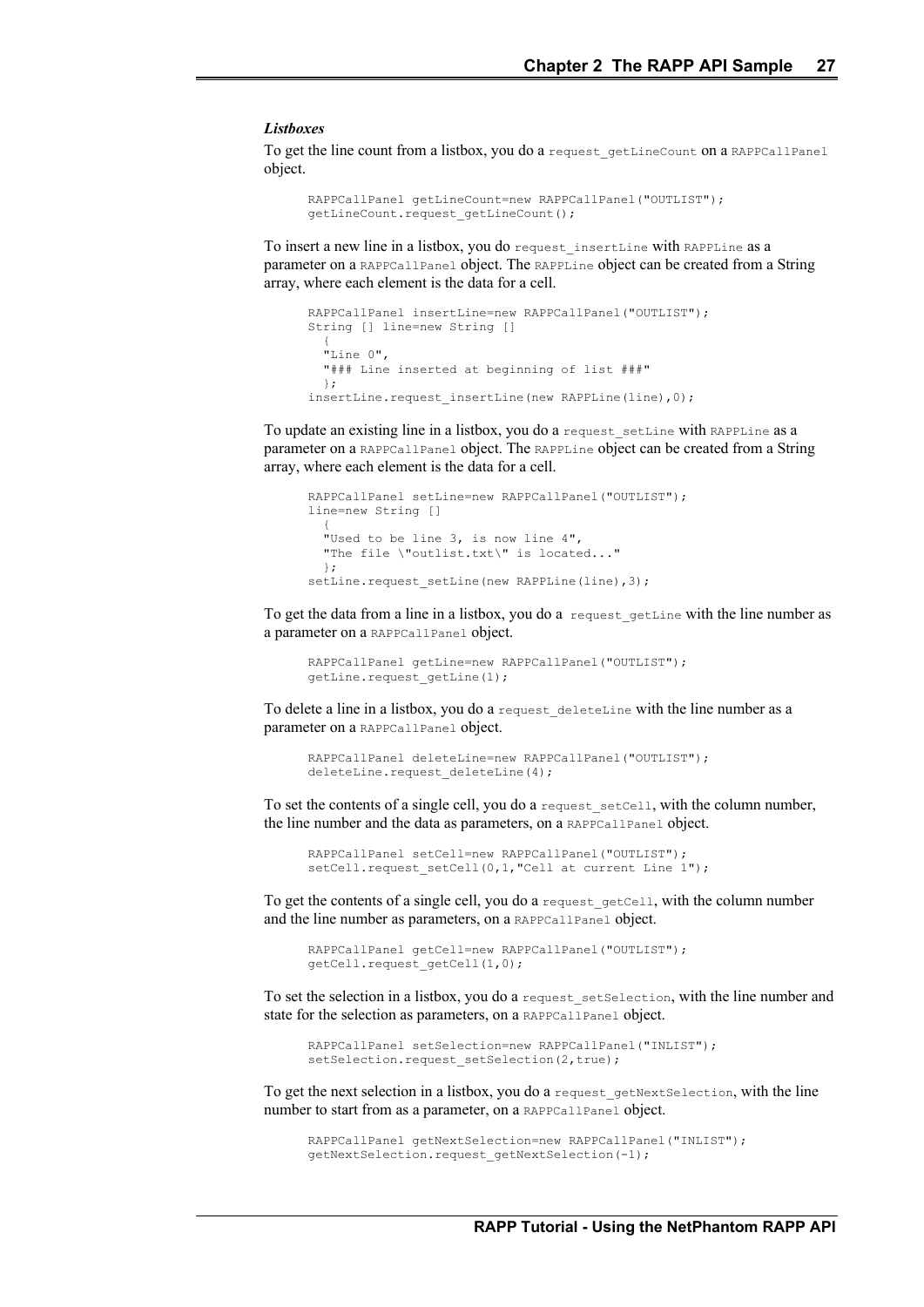***Listboxes***

To get the line count from a listbox, you do a `request_getLineCount` on a `RAPPCallPanel` object.

```
RAPPCallPanel getLineCount=new RAPPCallPanel("OUTLIST");
getLineCount.request_getLineCount();
```

To insert a new line in a listbox, you do `request_insertLine` with `RAPPLine` as a parameter on a `RAPPCallPanel` object. The `RAPPLine` object can be created from a String array, where each element is the data for a cell.

```
RAPPCallPanel insertLine=new RAPPCallPanel("OUTLIST");
String [] line=new String []
  {
  "Line 0",
  "### Line inserted at beginning of list ###"
  };
insertLine.request_insertLine(new RAPPLine(line),0);
```

To update an existing line in a listbox, you do a `request_setLine` with `RAPPLine` as a parameter on a `RAPPCallPanel` object. The `RAPPLine` object can be created from a String array, where each element is the data for a cell.

```
RAPPCallPanel setLine=new RAPPCallPanel("OUTLIST");
line=new String []
  {
  "Used to be line 3, is now line 4",
  "The file \"outlist.txt\" is located..."
  };
setLine.request_setLine(new RAPPLine(line),3);
```

To get the data from a line in a listbox, you do a `request_getLine` with the line number as a parameter on a `RAPPCallPanel` object.

```
RAPPCallPanel getLine=new RAPPCallPanel("OUTLIST");
getLine.request_getLine(1);
```

To delete a line in a listbox, you do a `request_deleteLine` with the line number as a parameter on a `RAPPCallPanel` object.

```
RAPPCallPanel deleteLine=new RAPPCallPanel("OUTLIST");
deleteLine.request_deleteLine(4);
```

To set the contents of a single cell, you do a `request_setCell`, with the column number, the line number and the data as parameters, on a `RAPPCallPanel` object.

```
RAPPCallPanel setCell=new RAPPCallPanel("OUTLIST");
setCell.request_setCell(0,1,"Cell at current Line 1");
```

To get the contents of a single cell, you do a `request_getCell`, with the column number and the line number as parameters, on a `RAPPCallPanel` object.

```
RAPPCallPanel getCell=new RAPPCallPanel("OUTLIST");
getCell.request_getCell(1,0);
```

To set the selection in a listbox, you do a `request_setSelection`, with the line number and state for the selection as parameters, on a `RAPPCallPanel` object.

```
RAPPCallPanel setSelection=new RAPPCallPanel("INLIST");
setSelection.request_setSelection(2,true);
```

To get the next selection in a listbox, you do a `request_getNextSelection`, with the line number to start from as a parameter, on a `RAPPCallPanel` object.

```
RAPPCallPanel getNextSelection=new RAPPCallPanel("INLIST");
getNextSelection.request_getNextSelection(-1);
```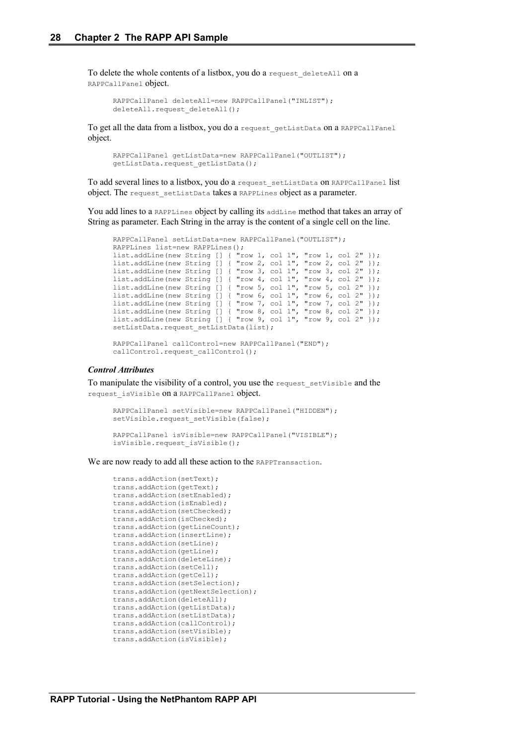To delete the whole contents of a listbox, you do a `request_deleteAll` on a `RAPPCallPanel` object.

```
RAPPCallPanel deleteAll=new RAPPCallPanel("INLIST");
deleteAll.request_deleteAll();
```

To get all the data from a listbox, you do a `request_getListData` on a `RAPPCallPanel` object.

```
RAPPCallPanel getListData=new RAPPCallPanel("OUTLIST");
getListData.request_getListData();
```

To add several lines to a listbox, you do a `request_setListData` on `RAPPCallPanel` list object. The `request_setListData` takes a `RAPPLines` object as a parameter.

You add lines to a `RAPPLines` object by calling its `addLine` method that takes an array of String as parameter. Each String in the array is the content of a single cell on the line.

```
RAPPCallPanel setListData=new RAPPCallPanel("OUTLIST");
RAPPLines list=new RAPPLines();
list.addLine(new String [] { "row 1, col 1", "row 1, col 2" });
list.addLine(new String [] { "row 2, col 1", "row 2, col 2" });
list.addLine(new String [] { "row 3, col 1", "row 3, col 2" });
list.addLine(new String [] { "row 4, col 1", "row 4, col 2" });
list.addLine(new String [] { "row 5, col 1", "row 5, col 2" });
list.addLine(new String [] { "row 6, col 1", "row 6, col 2" });
list.addLine(new String [] { "row 7, col 1", "row 7, col 2" });
list.addLine(new String [] { "row 8, col 1", "row 8, col 2" });
list.addLine(new String [] { "row 9, col 1", "row 9, col 2" });
setListData.request_setListData(list);

RAPPCallPanel callControl=new RAPPCallPanel("END");
callControl.request_callControl();
```

***Control Attributes***

To manipulate the visibility of a control, you use the `request_setVisible` and the `request_isVisible` on a `RAPPCallPanel` object.

```
RAPPCallPanel setVisible=new RAPPCallPanel("HIDDEN");
setVisible.request_setVisible(false);

RAPPCallPanel isVisible=new RAPPCallPanel("VISIBLE");
isVisible.request_isVisible();
```

We are now ready to add all these action to the `RAPPTransaction`.

```
trans.addAction(setText);
trans.addAction(getText);
trans.addAction(setEnabled);
trans.addAction(isEnabled);
trans.addAction(setChecked);
trans.addAction(isChecked);
trans.addAction(getLineCount);
trans.addAction(insertLine);
trans.addAction(setLine);
trans.addAction(getLine);
trans.addAction(deleteLine);
trans.addAction(setCell);
trans.addAction(getCell);
trans.addAction(setSelection);
trans.addAction(getNextSelection);
trans.addAction(deleteAll);
trans.addAction(getListData);
trans.addAction(setListData);
trans.addAction(callControl);
trans.addAction(setVisible);
trans.addAction(isVisible);
```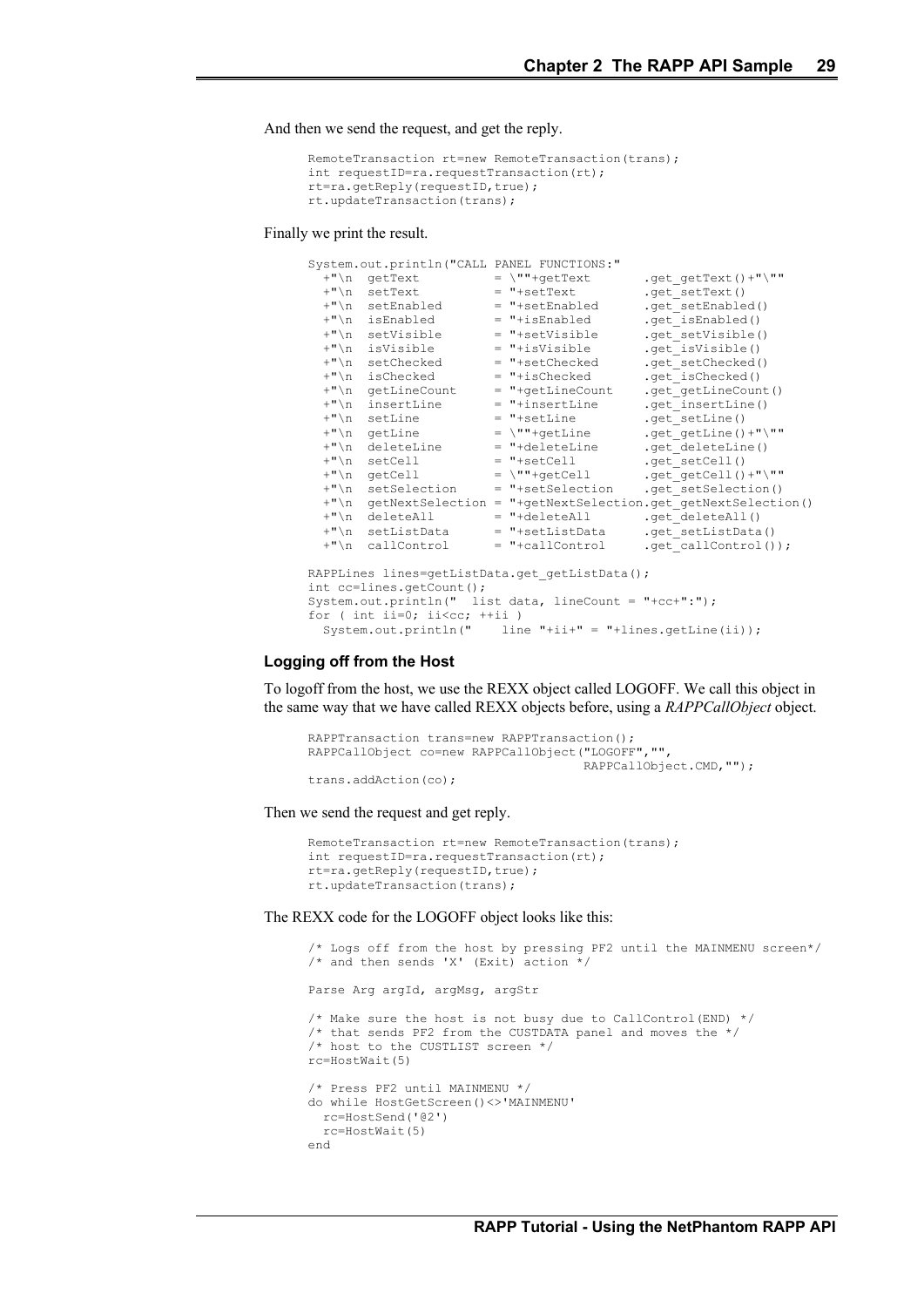And then we send the request, and get the reply.

```
RemoteTransaction rt=new RemoteTransaction(trans);
int requestID=ra.requestTransaction(rt);
rt=ra.getReply(requestID,true);
rt.updateTransaction(trans);
```

Finally we print the result.

```
System.out.println("CALL PANEL FUNCTIONS:"
  +"\n  getText          = \""+getText         .get_getText()+"\""
  +"\n  setText          = "+setText           .get_setText()
  +"\n  setEnabled       = "+setEnabled        .get_setEnabled()
  +"\n  isEnabled        = "+isEnabled         .get_isEnabled()
  +"\n  setVisible       = "+setVisible        .get_setVisible()
  +"\n  isVisible        = "+isVisible         .get_isVisible()
  +"\n  setChecked       = "+setChecked        .get_setChecked()
  +"\n  isChecked        = "+isChecked         .get_isChecked()
  +"\n  getLineCount     = "+getLineCount      .get_getLineCount()
  +"\n  insertLine       = "+insertLine        .get_insertLine()
  +"\n  setLine          = "+setLine           .get_setLine()
  +"\n  getLine          = \""+getLine         .get_getLine()+"\""
  +"\n  deleteLine       = "+deleteLine        .get_deleteLine()
  +"\n  setCell          = "+setCell           .get_setCell()
  +"\n  getCell          = \""+getCell         .get_getCell()+"\""
  +"\n  setSelection     = "+setSelection      .get_setSelection()
  +"\n  getNextSelection = "+getNextSelection.get_getNextSelection()
  +"\n  deleteAll        = "+deleteAll         .get_deleteAll()
  +"\n  setListData      = "+setListData       .get_setListData()
  +"\n  callControl      = "+callControl       .get_callControl());

RAPPLines lines=getListData.get_getListData();
int cc=lines.getCount();
System.out.println("  list data, lineCount = "+cc+":");
for ( int ii=0; ii<cc; ++ii )
  System.out.println("    line "+ii+" = "+lines.getLine(ii));
```

### Logging off from the Host

To logoff from the host, we use the REXX object called LOGOFF. We call this object in the same way that we have called REXX objects before, using a *RAPPCallObject* object.

```
RAPPTransaction trans=new RAPPTransaction();
RAPPCallObject co=new RAPPCallObject("LOGOFF","",
                                     RAPPCallObject.CMD,"");
trans.addAction(co);
```

Then we send the request and get reply.

```
RemoteTransaction rt=new RemoteTransaction(trans);
int requestID=ra.requestTransaction(rt);
rt=ra.getReply(requestID,true);
rt.updateTransaction(trans);
```

The REXX code for the LOGOFF object looks like this:

```
/* Logs off from the host by pressing PF2 until the MAINMENU screen*/
/* and then sends 'X' (Exit) action */

Parse Arg argId, argMsg, argStr

/* Make sure the host is not busy due to CallControl(END) */
/* that sends PF2 from the CUSTDATA panel and moves the */
/* host to the CUSTLIST screen */
rc=HostWait(5)

/* Press PF2 until MAINMENU */
do while HostGetScreen()<>'MAINMENU'
  rc=HostSend('@2')
  rc=HostWait(5)
end
```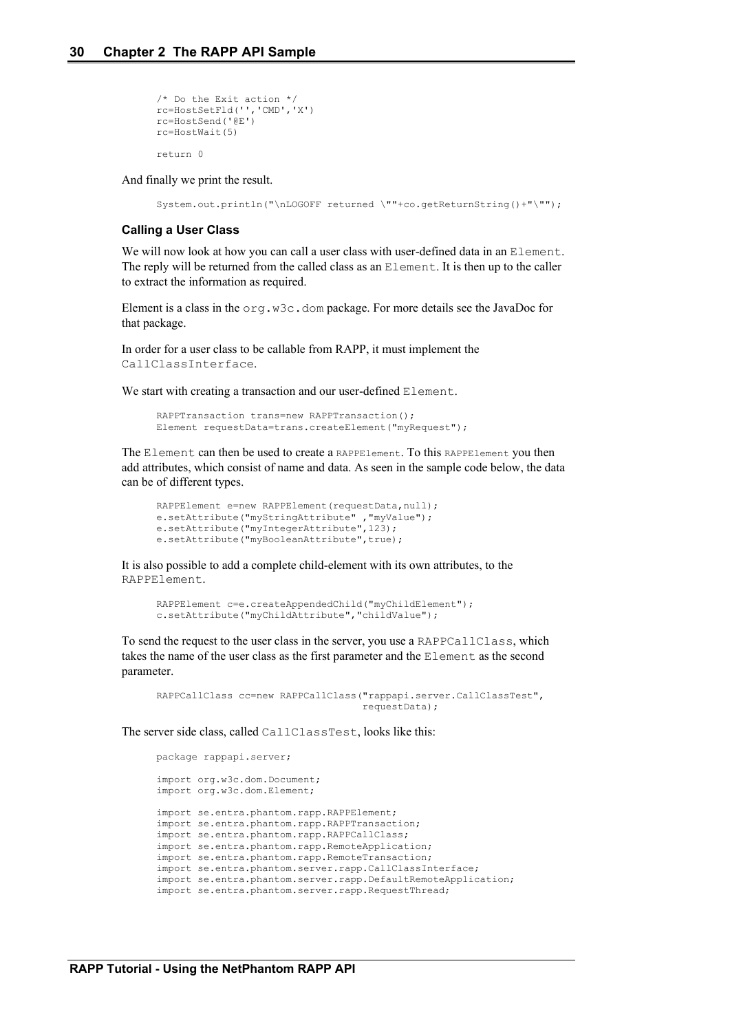```
/* Do the Exit action */
rc=HostSetFld('','CMD','X')
rc=HostSend('@E')
rc=HostWait(5)

return 0
```

And finally we print the result.

```
System.out.println("\nLOGOFF returned \""+co.getReturnString()+"\"");
```

### Calling a User Class

We will now look at how you can call a user class with user-defined data in an `Element`. The reply will be returned from the called class as an `Element`. It is then up to the caller to extract the information as required.

Element is a class in the `org.w3c.dom` package. For more details see the JavaDoc for that package.

In order for a user class to be callable from RAPP, it must implement the `CallClassInterface`.

We start with creating a transaction and our user-defined `Element`.

```
RAPPTransaction trans=new RAPPTransaction();
Element requestData=trans.createElement("myRequest");
```

The `Element` can then be used to create a `RAPPElement`. To this `RAPPElement` you then add attributes, which consist of name and data. As seen in the sample code below, the data can be of different types.

```
RAPPElement e=new RAPPElement(requestData,null);
e.setAttribute("myStringAttribute" ,"myValue");
e.setAttribute("myIntegerAttribute",123);
e.setAttribute("myBooleanAttribute",true);
```

It is also possible to add a complete child-element with its own attributes, to the `RAPPElement`.

```
RAPPElement c=e.createAppendedChild("myChildElement");
c.setAttribute("myChildAttribute","childValue");
```

To send the request to the user class in the server, you use a `RAPPCallClass`, which takes the name of the user class as the first parameter and the `Element` as the second parameter.

```
RAPPCallClass cc=new RAPPCallClass("rappapi.server.CallClassTest",
                                    requestData);
```

The server side class, called `CallClassTest`, looks like this:

```
package rappapi.server;

import org.w3c.dom.Document;
import org.w3c.dom.Element;

import se.entra.phantom.rapp.RAPPElement;
import se.entra.phantom.rapp.RAPPTransaction;
import se.entra.phantom.rapp.RAPPCallClass;
import se.entra.phantom.rapp.RemoteApplication;
import se.entra.phantom.rapp.RemoteTransaction;
import se.entra.phantom.server.rapp.CallClassInterface;
import se.entra.phantom.server.rapp.DefaultRemoteApplication;
import se.entra.phantom.server.rapp.RequestThread;
```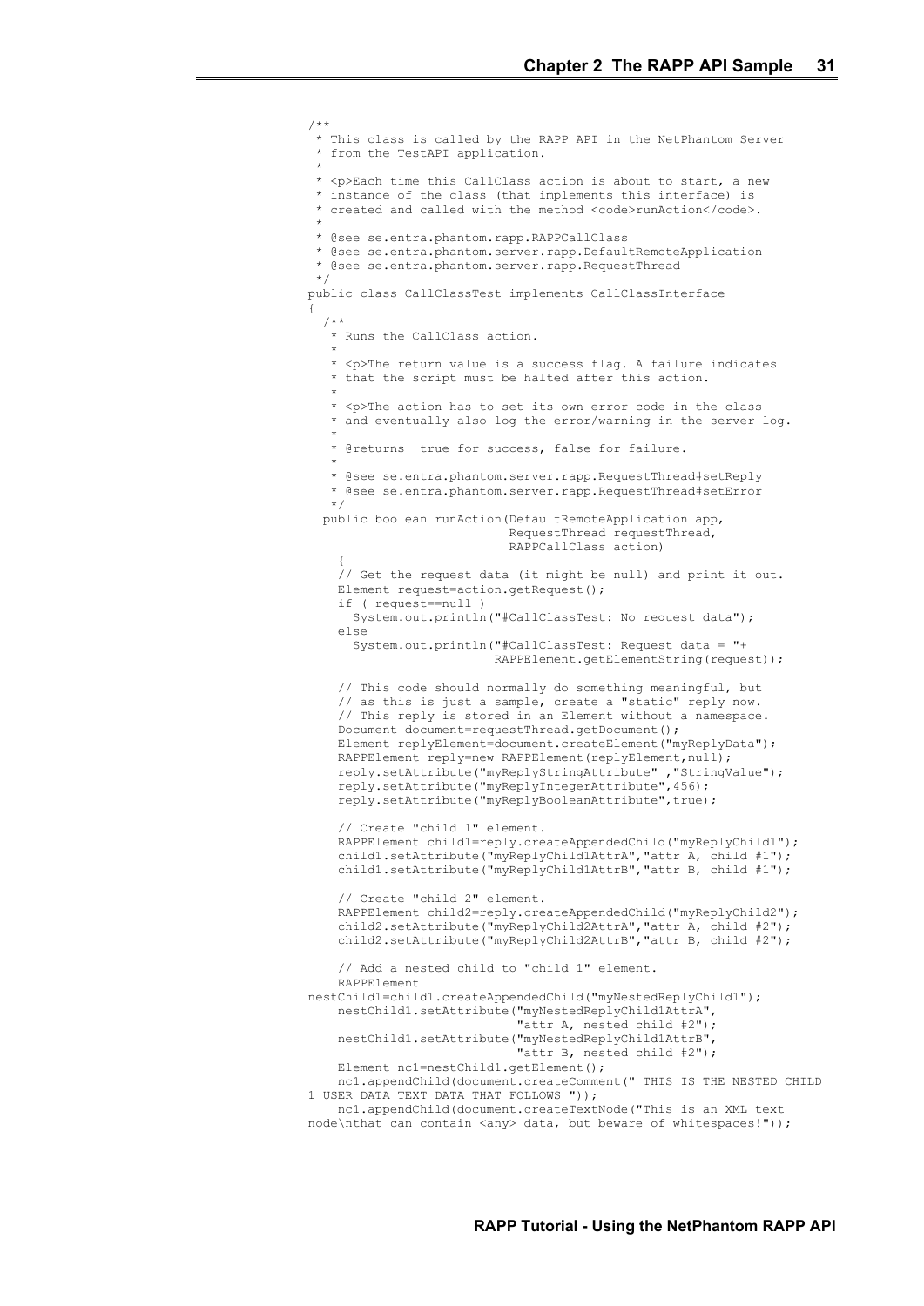```java
/**
 * This class is called by the RAPP API in the NetPhantom Server
 * from the TestAPI application.
 *
 * <p>Each time this CallClass action is about to start, a new
 * instance of the class (that implements this interface) is
 * created and called with the method <code>runAction</code>.
 *
 * @see se.entra.phantom.rapp.RAPPCallClass
 * @see se.entra.phantom.server.rapp.DefaultRemoteApplication
 * @see se.entra.phantom.server.rapp.RequestThread
 */
public class CallClassTest implements CallClassInterface
{
  /**
   * Runs the CallClass action.
   *
   * <p>The return value is a success flag. A failure indicates
   * that the script must be halted after this action.
   *
   * <p>The action has to set its own error code in the class
   * and eventually also log the error/warning in the server log.
   *
   * @returns  true for success, false for failure.
   *
   * @see se.entra.phantom.server.rapp.RequestThread#setReply
   * @see se.entra.phantom.server.rapp.RequestThread#setError
   */
  public boolean runAction(DefaultRemoteApplication app,
                           RequestThread requestThread,
                           RAPPCallClass action)
    {
    // Get the request data (it might be null) and print it out.
    Element request=action.getRequest();
    if ( request==null )
      System.out.println("#CallClassTest: No request data");
    else
      System.out.println("#CallClassTest: Request data = "+
                         RAPPElement.getElementString(request));

    // This code should normally do something meaningful, but
    // as this is just a sample, create a "static" reply now.
    // This reply is stored in an Element without a namespace.
    Document document=requestThread.getDocument();
    Element replyElement=document.createElement("myReplyData");
    RAPPElement reply=new RAPPElement(replyElement,null);
    reply.setAttribute("myReplyStringAttribute" ,"StringValue");
    reply.setAttribute("myReplyIntegerAttribute",456);
    reply.setAttribute("myReplyBooleanAttribute",true);

    // Create "child 1" element.
    RAPPElement child1=reply.createAppendedChild("myReplyChild1");
    child1.setAttribute("myReplyChild1AttrA","attr A, child #1");
    child1.setAttribute("myReplyChild1AttrB","attr B, child #1");

    // Create "child 2" element.
    RAPPElement child2=reply.createAppendedChild("myReplyChild2");
    child2.setAttribute("myReplyChild2AttrA","attr A, child #2");
    child2.setAttribute("myReplyChild2AttrB","attr B, child #2");

    // Add a nested child to "child 1" element.
    RAPPElement
nestChild1=child1.createAppendedChild("myNestedReplyChild1");
    nestChild1.setAttribute("myNestedReplyChild1AttrA",
                            "attr A, nested child #2");
    nestChild1.setAttribute("myNestedReplyChild1AttrB",
                            "attr B, nested child #2");
    Element nc1=nestChild1.getElement();
    nc1.appendChild(document.createComment(" THIS IS THE NESTED CHILD
1 USER DATA TEXT DATA THAT FOLLOWS "));
    nc1.appendChild(document.createTextNode("This is an XML text
node\nthat can contain <any> data, but beware of whitespaces!"));
```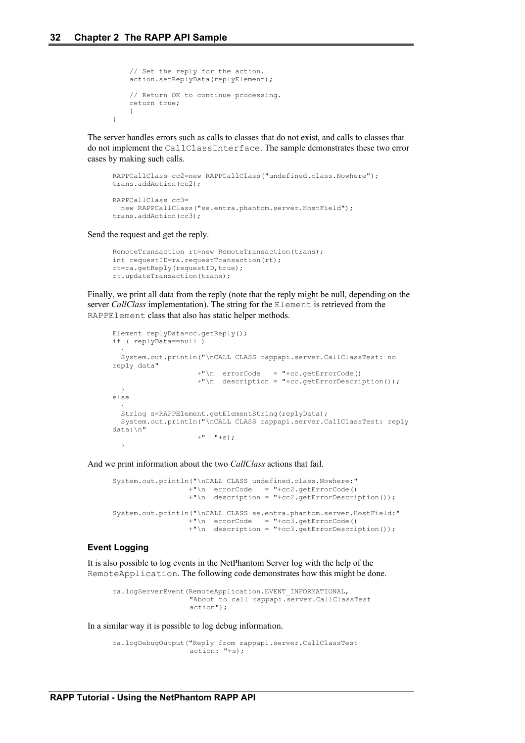```
        // Set the reply for the action.
        action.setReplyData(replyElement);

        // Return OK to continue processing.
        return true;
        }
    }
```

The server handles errors such as calls to classes that do not exist, and calls to classes that do not implement the `CallClassInterface`. The sample demonstrates these two error cases by making such calls.

```
RAPPCallClass cc2=new RAPPCallClass("undefined.class.Nowhere");
trans.addAction(cc2);

RAPPCallClass cc3=
  new RAPPCallClass("se.entra.phantom.server.HostField");
trans.addAction(cc3);
```

Send the request and get the reply.

```
RemoteTransaction rt=new RemoteTransaction(trans);
int requestID=ra.requestTransaction(rt);
rt=ra.getReply(requestID,true);
rt.updateTransaction(trans);
```

Finally, we print all data from the reply (note that the reply might be null, depending on the server *CallClass* implementation). The string for the `Element` is retrieved from the `RAPPElement` class that also has static helper methods.

```
Element replyData=cc.getReply();
if ( replyData==null )
  {
  System.out.println("\nCALL CLASS rappapi.server.CallClassTest: no
reply data"
                    +"\n  errorCode   = "+cc.getErrorCode()
                    +"\n  description = "+cc.getErrorDescription());
  }
else
  {
  String s=RAPPElement.getElementString(replyData);
  System.out.println("\nCALL CLASS rappapi.server.CallClassTest: reply
data:\n"
                    +"  "+s);
  }
```

And we print information about the two *CallClass* actions that fail.

```
System.out.println("\nCALL CLASS undefined.class.Nowhere:"
                  +"\n  errorCode   = "+cc2.getErrorCode()
                  +"\n  description = "+cc2.getErrorDescription());

System.out.println("\nCALL CLASS se.entra.phantom.server.HostField:"
                  +"\n  errorCode   = "+cc3.getErrorCode()
                  +"\n  description = "+cc3.getErrorDescription());
```

#### Event Logging

It is also possible to log events in the NetPhantom Server log with the help of the `RemoteApplication`. The following code demonstrates how this might be done.

```
ra.logServerEvent(RemoteApplication.EVENT_INFORMATIONAL,
                  "About to call rappapi.server.CallClassTest
                  action");
```

In a similar way it is possible to log debug information.

```
ra.logDebugOutput("Reply from rappapi.server.CallClassTest
                  action: "+s);
```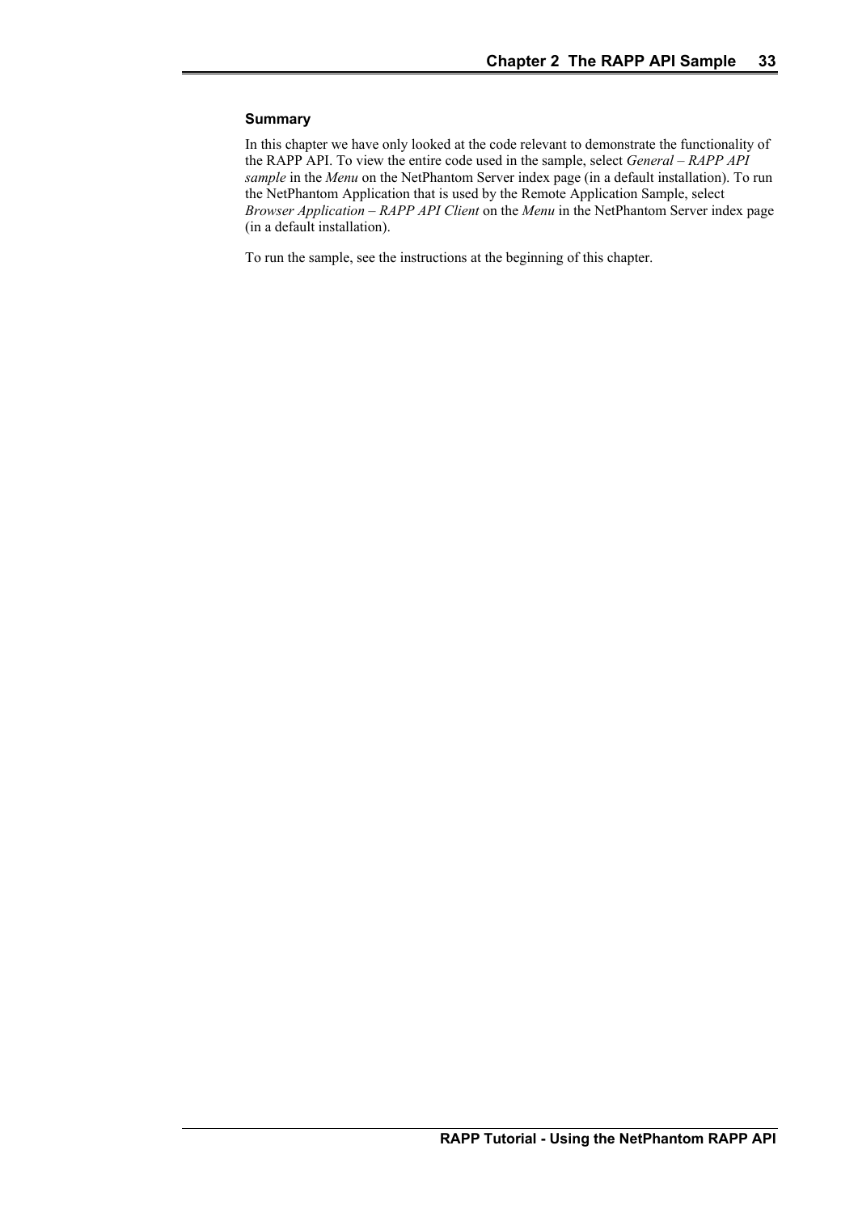### Summary

In this chapter we have only looked at the code relevant to demonstrate the functionality of the RAPP API. To view the entire code used in the sample, select *General – RAPP API sample* in the *Menu* on the NetPhantom Server index page (in a default installation). To run the NetPhantom Application that is used by the Remote Application Sample, select *Browser Application – RAPP API Client* on the *Menu* in the NetPhantom Server index page (in a default installation).

To run the sample, see the instructions at the beginning of this chapter.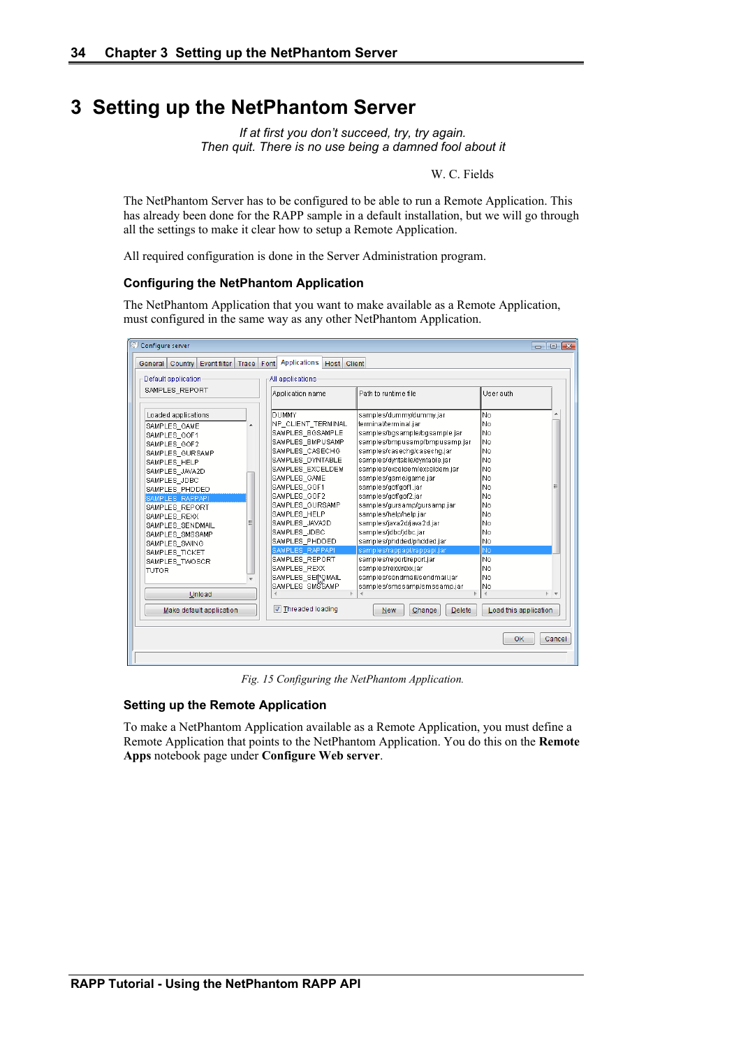# 3 Setting up the NetPhantom Server

*If at first you don't succeed, try, try again.*
*Then quit. There is no use being a damned fool about it*

W. C. Fields

The NetPhantom Server has to be configured to be able to run a Remote Application. This has already been done for the RAPP sample in a default installation, but we will go through all the settings to make it clear how to setup a Remote Application.

All required configuration is done in the Server Administration program.

### Configuring the NetPhantom Application

The NetPhantom Application that you want to make available as a Remote Application, must configured in the same way as any other NetPhantom Application.

*Fig. 15 Configuring the NetPhantom Application.*

### Setting up the Remote Application

To make a NetPhantom Application available as a Remote Application, you must define a Remote Application that points to the NetPhantom Application. You do this on the **Remote Apps** notebook page under **Configure Web server**.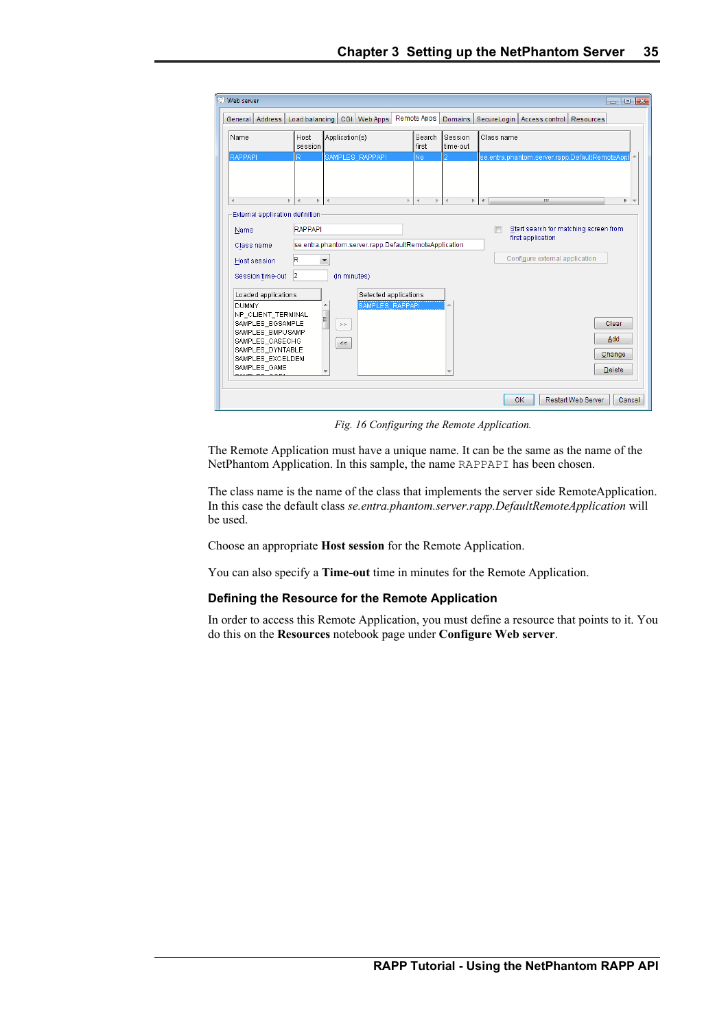Fig. 16 Configuring the Remote Application.

The Remote Application must have a unique name. It can be the same as the name of the NetPhantom Application. In this sample, the name `RAPPAPI` has been chosen.

The class name is the name of the class that implements the server side RemoteApplication. In this case the default class *se.entra.phantom.server.rapp.DefaultRemoteApplication* will be used.

Choose an appropriate **Host session** for the Remote Application.

You can also specify a **Time-out** time in minutes for the Remote Application.

### Defining the Resource for the Remote Application

In order to access this Remote Application, you must define a resource that points to it. You do this on the **Resources** notebook page under **Configure Web server**.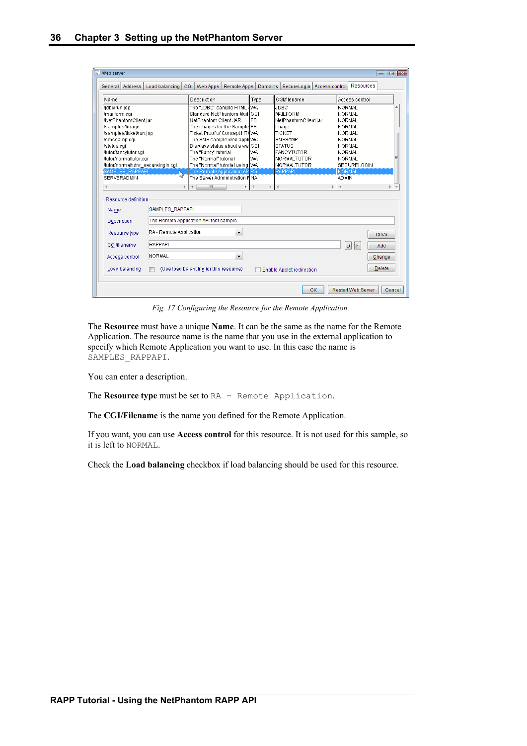Fig. 17 Configuring the Resource for the Remote Application.

The **Resource** must have a unique **Name**. It can be the same as the name for the Remote Application. The resource name is the name that you use in the external application to specify which Remote Application you want to use. In this case the name is SAMPLES_RAPPAPI.

You can enter a description.

The **Resource type** must be set to RA – Remote Application.

The **CGI/Filename** is the name you defined for the Remote Application.

If you want, you can use **Access control** for this resource. It is not used for this sample, so it is left to NORMAL.

Check the **Load balancing** checkbox if load balancing should be used for this resource.